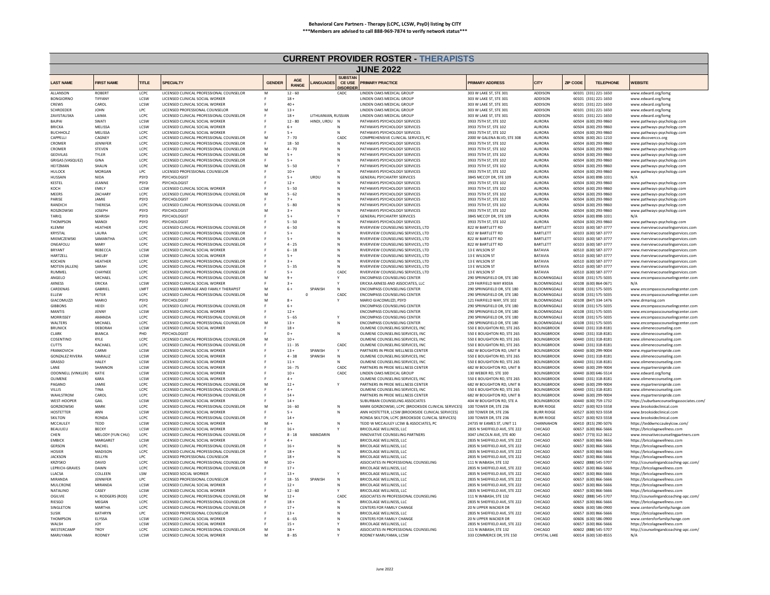**Behavioral Care Partners - Therapy (LCPC, LCSW, PsyD) listing by CITY**
**\*\*\*Members are advised to call 888-969-7874 to verify network status\*\*\***

# CURRENT PROVIDER ROSTER - THERAPISTS

## JUNE 2022

| LAST NAME | FIRST NAME | TITLE | SPECIALTY | GENDER | AGE RANGE | LANGUAGES | SUBSTANCE USE DISORDER | PRIMARY PRACTICE | PRIMARY ADDRESS | CITY | ZIP CODE | TELEPHONE | WEBSITE |
|---|---|---|---|---|---|---|---|---|---|---|---|---|---|
| ALLANSON | ROBERT | LCPC | LICENSED CLINICAL PROFESSIONAL COUNSELOR | M | 12 - 60 | | CADC | LINDEN OAKS MEDICAL GROUP | 303 W LAKE ST, STE 301 | ADDISON | 60101 | (331) 221-1650 | www.edward.org/lomg |
| BONGIORNO | TIFFANY | LCSW | LICENSED CLINICAL SOCIAL WORKER | F | 18 + | | | LINDEN OAKS MEDICAL GROUP | 303 W LAKE ST, STE 301 | ADDISON | 60101 | (331) 221-1650 | www.edward.org/lomg |
| CREWS | CAROL | LCSW | LICENSED CLINICAL SOCIAL WORKER | F | 40 + | | | LINDEN OAKS MEDICAL GROUP | 303 W LAKE ST, STE 301 | ADDISON | 60101 | (331) 221-1650 | www.edward.org/lomg |
| SCHROEDER | JOHN | LPC | LICENSED PROFESSIONAL COUNSELOR | M | 13 + | | | LINDEN OAKS MEDICAL GROUP | 303 W LAKE ST, STE 301 | ADDISON | 60101 | (331) 221-1650 | www.edward.org/lomg |
| ZAVISTAUSKA | LAIMA | LCPC | LICENSED CLINICAL PROFESSIONAL COUNSELOR | F | 18 + | LITHUANIAN, RUSSIAN | | LINDEN OAKS MEDICAL GROUP | 303 W LAKE ST, STE 301 | ADDISON | 60101 | (331) 221-1650 | www.edward.org/lomg |
| BAJPAI | SWATI | LCSW | LICENSED CLINICAL SOCIAL WORKER | F | 12 - 80 | HINDI, URDU | N | PATHWAYS PSYCHOLOGY SERVICES | 3933 75TH ST, STE 102 | AURORA | 60504 | (630) 293-9860 | www.pathways-psychology.com |
| BRICKA | MELISSA | LCSW | LICENSED CLINICAL SOCIAL WORKER | F | 6 + | | N | PATHWAYS PSYCHOLOGY SERVICES | 3933 75TH ST, STE 102 | AURORA | 60504 | (630) 293-9860 | www.pathways-psychology.com |
| BUCHHOLZ | MELISSA | LCSW | LICENSED CLINICAL SOCIAL WORKER | F | 5 + | | N | PATHWAYS PSYCHOLOGY SERVICES | 3933 75TH ST, STE 102 | AURORA | 60504 | (630) 293-9860 | www.pathways-psychology.com |
| CAPPELLI | CAGNEY | LCPC | LICENSED CLINICAL PROFESSIONAL COUNSELOR | M | 7 - 70 | | CADC | COMPREHENSIVE CLINICAL SERVICES, PC | 2000 W GALENA BLVD, STE 308 | AURORA | 60506 | (630) 261-1210 | www.discoverccs.org |
| CROMER | JENNIFER | LCPC | LICENSED CLINICAL PROFESSIONAL COUNSELOR | F | 18 - 50 | | N | PATHWAYS PSYCHOLOGY SERVICES | 3933 75TH ST, STE 102 | AURORA | 60504 | (630) 293-9860 | www.pathways-psychology.com |
| CROMER | STEVEN | LCPC | LICENSED CLINICAL PROFESSIONAL COUNSELOR | M | 4 - 70 | | N | PATHWAYS PSYCHOLOGY SERVICES | 3933 75TH ST, STE 102 | AURORA | 60504 | (630) 293-9860 | www.pathways-psychology.com |
| GEDVILAS | TYLER | LCPC | LICENSED CLINICAL PROFESSIONAL COUNSELOR | M | 5 + | | N | PATHWAYS PSYCHOLOGY SERVICES | 3933 75TH ST, STE 102 | AURORA | 60504 | (630) 293-9860 | www.pathways-psychology.com |
| GRIGAS (VASQUEZ) | GINA | LCPC | LICENSED CLINICAL PROFESSIONAL COUNSELOR | F | 5 + | | N | PATHWAYS PSYCHOLOGY SERVICES | 3933 75TH ST, STE 102 | AURORA | 60504 | (630) 293-9860 | www.pathways-psychology.com |
| HEITZMAN | SHAUN | LCPC | LICENSED CLINICAL PROFESSIONAL COUNSELOR | M | 5 - 50 | | Y | PATHWAYS PSYCHOLOGY SERVICES | 3933 75TH ST, STE 102 | AURORA | 60504 | (630) 293-9860 | www.pathways-psychology.com |
| HULOCK | MORGAN | LPC | LICENSED PROFESSIONAL COUNSELOR | F | 10 + | | N | PATHWAYS PSYCHOLOGY SERVICES | 3933 75TH ST, STE 102 | AURORA | 60504 | (630) 293-9860 | www.pathways-psychology.com |
| HUSSAIN | NIDA | PSYD | PSYCHOLOGIST | F | 5 + | URDU | N | GENERAL PSYCHIATRY SERVICES | 3845 MCCOY DR, STE 109 | AURORA | 60504 | (630) 898-1031 | N/A |
| KESTEL | JEANNE | PSYD | PSYCHOLOGIST | F | 12 + | | N | PATHWAYS PSYCHOLOGY SERVICES | 3933 75TH ST, STE 102 | AURORA | 60504 | (630) 293-9860 | www.pathways-psychology.com |
| KOCH | EMILY | LCSW | LICENSED CLINICAL SOCIAL WORKER | F | 5 - 50 | | N | PATHWAYS PSYCHOLOGY SERVICES | 3933 75TH ST, STE 102 | AURORA | 60504 | (630) 293-9860 | www.pathways-psychology.com |
| MEERS | ZACHARY | LCPC | LICENSED CLINICAL PROFESSIONAL COUNSELOR | M | 5 - 62 | | N | PATHWAYS PSYCHOLOGY SERVICES | 3933 75TH ST, STE 102 | AURORA | 60504 | (630) 293-9860 | www.pathways-psychology.com |
| PARISE | JAMIE | PSYD | PSYCHOLOGIST | F | 7 + | | N | PATHWAYS PSYCHOLOGY SERVICES | 3933 75TH ST, STE 102 | AURORA | 60504 | (630) 293-9860 | www.pathways-psychology.com |
| RANDICH | THERESA | LCPC | LICENSED CLINICAL PROFESSIONAL COUNSELOR | F | 5 - 80 | | N | PATHWAYS PSYCHOLOGY SERVICES | 3933 75TH ST, STE 102 | AURORA | 60504 | (630) 293-9860 | www.pathways-psychology.com |
| ROSZKOWSKI | JOSEPH | PSYD | PSYCHOLOGIST | M | 3 + | | N | PATHWAYS PSYCHOLOGY SERVICES | 3933 75TH ST, STE 102 | AURORA | 60504 | (630) 293-9860 | www.pathways-psychology.com |
| TARIQ | SEHRISH | PSYD | PSYCHOLOGIST | F | 5 + | | Y | GENERAL PSYCHIATRY SERVICES | 3845 MCCOY DR, STE 109 | AURORA | 60504 | (630) 898-1031 | N/A |
| THOMPSON | MANDI | PSYD | PSYCHOLOGIST | F | 5 - 50 | | N | PATHWAYS PSYCHOLOGY SERVICES | 3933 75TH ST, STE 102 | AURORA | 60504 | (630) 293-9860 | www.pathways-psychology.com |
| KLEMM | HEATHER | LCPC | LICENSED CLINICAL PROFESSIONAL COUNSELOR | F | 6 - 50 | | N | RIVERVIEW COUNSELING SERVICES, LTD | 822 W BARTLETT RD | BARTLETT | 60103 | (630) 587-3777 | www.riverviewcounselingservices.com |
| KRYSTAL | LAURA | LCPC | LICENSED CLINICAL PROFESSIONAL COUNSELOR | F | 5 + | | N | RIVERVIEW COUNSELING SERVICES, LTD | 822 W BARTLETT RD | BARTLETT | 60103 | (630) 587-3777 | www.riverviewcounselingservices.com |
| MIEMCZEWSKI | SAMANTHA | LCPC | LICENSED CLINICAL PROFESSIONAL COUNSELOR | F | 5 + | | N | RIVERVIEW COUNSELING SERVICES, LTD | 822 W BARTLETT RD | BARTLETT | 60103 | (630) 587-3777 | www.riverviewcounselingservices.com |
| ONEAFOLU | MARY | LCPC | LICENSED CLINICAL PROFESSIONAL COUNSELOR | F | 4 - 25 | | N | RIVERVIEW COUNSELING SERVICES, LTD | 822 W BARTLETT RD | BARTLETT | 60103 | (630) 587-3777 | www.riverviewcounselingservices.com |
| BRYANT | REBECCA | LCSW | LICENSED CLINICAL SOCIAL WORKER | F | 6 - 18 | | N | RIVERVIEW COUNSELING SERVICES, LTD | 13 E WILSON ST | BATAVIA | 60510 | (630) 587-3777 | www.riverviewcounselingservices.com |
| HARTZELL | SHELBY | LCSW | LICENSED CLINICAL SOCIAL WORKER | F | 5 + | | N | RIVERVIEW COUNSELING SERVICES, LTD | 13 E WILSON ST | BATAVIA | 60510 | (630) 587-3777 | www.riverviewcounselingservices.com |
| KOCHEN | HEATHER | LCPC | LICENSED CLINICAL PROFESSIONAL COUNSELOR | F | 3 + | | N | RIVERVIEW COUNSELING SERVICES, LTD | 13 E WILSON ST | BATAVIA | 60510 | (630) 587-3777 | www.riverviewcounselingservices.com |
| MOTEN (ALLEN) | SARAH | LCPC | LICENSED CLINICAL PROFESSIONAL COUNSELOR | F | 5 - 35 | | N | RIVERVIEW COUNSELING SERVICES, LTD | 13 E WILSON ST | BATAVIA | 60510 | (630) 587-3777 | www.riverviewcounselingservices.com |
| RUMMEL | CHAYNEE | LCPC | LICENSED CLINICAL PROFESSIONAL COUNSELOR | F | 5 + | | CADC | RIVERVIEW COUNSELING SERVICES, LTD | 13 E WILSON ST | BATAVIA | 60510 | (630) 587-3777 | www.riverviewcounselingservices.com |
| ANGELO | MICHAEL | LCPC | LICENSED CLINICAL PROFESSIONAL COUNSELOR | M | 9 + | | Y | ENCOMPASS COUNSELING CENTER | 290 SPRINGFIELD DR, STE 180 | BLOOMINGDALE | 60108 | (331) 575-5035 | www.encompasscounselingcenter.com |
| AXNESS | ERICKA | LCSW | LICENSED CLINICAL SOCIAL WORKER | F | 3 + | | Y | ERICKA AXNESS AND ASSOCIATES, LLC | 129 FAIRFIELD WAY #303A | BLOOMINGDALE | 60108 | (630) 864-0671 | N/A |
| CARDENAS | GABRIEL | LMFT | LICENSED MARRIAGE AND FAMILY THERAPIST | M | 6 + | SPANISH | N | ENCOMPASS COUNSELING CENTER | 290 SPRINGFIELD DR, STE 180 | BLOOMINGDALE | 60108 | (331) 575-5035 | www.encompasscounselingcenter.com |
| ELLEW | PETER | LCPC | LICENSED CLINICAL PROFESSIONAL COUNSELOR | M | | 0 | CADC | ENCOMPASS COUNSELING CENTER | 290 SPRINGFIELD DR, STE 180 | BLOOMINGDALE | 60108 | (331) 575-5035 | www.encompasscounselingcenter.com |
| GIACOMUZZI | MARIO | PSYD | PSYCHOLOGIST | M | 8 + | | Y | MARIO GIACOMUZZI, PSYD | 121 FAIRFIELD WAY, STE 102 | BLOOMINGDALE | 60108 | (847) 334-1476 | www.drmariog.com |
| GIBBONS | HEIDI | LCPC | LICENSED CLINICAL PROFESSIONAL COUNSELOR | F | 6 + | | | ENCOMPASS COUNSELING CENTER | 290 SPRINGFIELD DR, STE 180 | BLOOMINGDALE | 60108 | (331) 575-5035 | www.encompasscounselingcenter.com |
| MANTIS | JENNY | LCSW | LICENSED CLINICAL SOCIAL WORKER | F | 12 + | | | ENCOMPASS COUNSELING CENTER | 290 SPRINGFIELD DR, STE 180 | BLOOMINGDALE | 60108 | (331) 575-5035 | www.encompasscounselingcenter.com |
| MORRISSEY | AMANDA | LCPC | LICENSED CLINICAL PROFESSIONAL COUNSELOR | F | 5 - 65 | | Y | ENCOMPASS COUNSELING CENTER | 290 SPRINGFIELD DR, STE 180 | BLOOMINGDALE | 60108 | (331) 575-5035 | www.encompasscounselingcenter.com |
| WALTERS | MICHAEL | LCPC | LICENSED CLINICAL PROFESSIONAL COUNSELOR | M | 13 + | | N | ENCOMPASS COUNSELING CENTER | 290 SPRINGFIELD DR, STE 180 | BLOOMINGDALE | 60108 | (331) 575-5035 | www.encompasscounselingcenter.com |
| BRUNICK | DEBORAH | LCSW | LICENSED CLINICAL SOCIAL WORKER | F | 18 + | | | OLIMENE COUNSELING SERVICES, INC | 550 E BOUGHTON RD, STE 265 | BOLINGBROOK | 60440 | (331) 318-8181 | www.olimenecounseling.com |
| CLARK | BIANCA | PHD | PSYCHOLOGIST | F | 0 + | | N | OLIMENE COUNSELING SERVICES, INC | 550 E BOUGHTON RD, STE 265 | BOLINGBROOK | 60440 | (331) 318-8181 | www.olimenecounseling.com |
| COSENTINO | KYLE | LCPC | LICENSED CLINICAL PROFESSIONAL COUNSELOR | M | 10 + | | | OLIMENE COUNSELING SERVICES, INC | 550 E BOUGHTON RD, STE 265 | BOLINGBROOK | 60440 | (331) 318-8181 | www.olimenecounseling.com |
| CUTTS | RACHAEL | LCPC | LICENSED CLINICAL PROFESSIONAL COUNSELOR | F | 11 - 35 | | CADC | OLIMENE COUNSELING SERVICES, INC | 550 E BOUGHTON RD, STE 265 | BOLINGBROOK | 60440 | (331) 318-8181 | www.olimenecounseling.com |
| FRANKOVICH | CARMI | LCSW | LICENSED CLINICAL SOCIAL WORKER | F | 13 + | SPANISH | Y | PARTNERS IN PRIDE WELLNESS CENTER | 682 W BOUGHTON RD, UNIT B | BOLINGBROOK | 60440 | (630) 299-9004 | www.mypartnersinpride.com |
| GONZALEZ RIVERA | MARALIZ | LCSW | LICENSED CLINICAL SOCIAL WORKER | F | 4 - 38 | SPANISH | N | OLIMENE COUNSELING SERVICES, INC | 550 E BOUGHTON RD, STE 265 | BOLINGBROOK | 60440 | (331) 318-8181 | www.olimenecounseling.com |
| GRASSO | HALEY | LCSW | LICENSED CLINICAL SOCIAL WORKER | F | 11 + | | N | OLIMENE COUNSELING SERVICES, INC | 550 E BOUGHTON RD, STE 265 | BOLINGBROOK | 60440 | (331) 318-8181 | www.olimenecounseling.com |
| LANE | SHANNON | LCSW | LICENSED CLINICAL SOCIAL WORKER | F | 16 - 75 | | CADC | PARTNERS IN PRIDE WELLNESS CENTER | 682 W BOUGHTON RD, UNIT B | BOLINGBROOK | 60440 | (630) 299-9004 | www.mypartnersinpride.com |
| ODONNELL (VINKLER) | KATIE | LCSW | LICENSED CLINICAL SOCIAL WORKER | F | 10 + | | CADC | LINDEN OAKS MEDICAL GROUP | 130 WEBER RD, STE 100 | BOLINGBROOK | 60440 | (630) 646-5514 | www.edward.org/lomg |
| OLIMENE | KARA | LCSW | LICENSED CLINICAL SOCIAL WORKER | F | 4 + | | | OLIMENE COUNSELING SERVICES, INC | 550 E BOUGHTON RD, STE 265 | BOLINGBROOK | 60440 | (331) 318-8181 | www.olimenecounseling.com |
| PAGANO | JAMIE | LCPC | LICENSED CLINICAL PROFESSIONAL COUNSELOR | M | 12 + | | Y | PARTNERS IN PRIDE WELLNESS CENTER | 682 W BOUGHTON RD, UNIT B | BOLINGBROOK | 60440 | (630) 299-9004 | www.mypartnersinpride.com |
| VILLIS | TINA | LCPC | LICENSED CLINICAL PROFESSIONAL COUNSELOR | F | 4 + | | | OLIMENE COUNSELING SERVICES, INC | 550 E BOUGHTON RD, STE 265 | BOLINGBROOK | 60440 | (331) 318-8181 | www.olimenecounseling.com |
| WAHLSTROM | CAROL | LCPC | LICENSED CLINICAL PROFESSIONAL COUNSELOR | F | 14 + | | | PARTNERS IN PRIDE WELLNESS CENTER | 682 W BOUGHTON RD, UNIT B | BOLINGBROOK | 60440 | (630) 299-9004 | www.mypartnersinpride.com |
| WEST-HOOPER | GAIL | LCSW | LICENSED CLINICAL SOCIAL WORKER | F | 14 + | | | SUBURBAN COUNSELING ASSOCIATES | 404 W BOUGHTON RD, STE A | BOLINGBROOK | 60440 | (630) 759-1732 | https://suburbancounselingassociates.com/ |
| GORZKOWSKI | MARK | LCPC | LICENSED CLINICAL PROFESSIONAL COUNSELOR | M | 16 - 60 | | N | MARK GORZKOWSKI, LCPC (BROOKSIDE CLINICAL SERVICES) | 100 TOWER DR, STE 236 | BURR RIDGE | 60527 | (630) 923-5558 | www.brooksideclinical.com |
| HOSTETTER | ANN | LCSW | LICENSED CLINICAL SOCIAL WORKER | F | 5 + | | N | ANN HOSTETTER, LCSW (BROOKSIDE CLINICAL SERVICES) | 100 TOWER DR, STE 236 | BURR RIDGE | 60527 | (630) 923-5558 | www.brooksideclinical.com |
| SKILTON | RONDA | LCPC | LICENSED CLINICAL PROFESSIONAL COUNSELOR | F | 14 + | | | RONDA SKILTON, LCPC (BROOKSIDE CLINICAL SERVICES) | 100 TOWER DR, STE 236 | BURR RIDGE | 60527 | (630) 923-5558 | www.brooksideclinical.com |
| MCCAULEY | TEDD | LCSW | LICENSED CLINICAL SOCIAL WORKER | M | 6 + | | N | TEDD W MCCAULEY LCSW & ASSOCIATES, PC | 24735 W EAMES ST, UNIT 11 | CHANNAHON | 60410 | (815) 290-5076 | https://teddwmccauleylcsw.com/ |
| BEAULIEU | BECKY | LCSW | LICENSED CLINICAL SOCIAL WORKER | F | 16 + | | Y | BRICOLAGE WELLNESS, LLC | 2835 N SHEFFIELD AVE, STE 222 | CHICAGO | 60657 | (630) 866-5666 | https://bricolagewellness.com |
| CHEN | MELODY (YUN CHU) | LCPC | LICENSED CLINICAL PROFESSIONAL COUNSELOR | F | 8 - 18 | MANDARIN | | INNOVATIVE COUNSELING PARTNERS | 3047 LINCOLN AVE, STE 400 | CHICAGO | 60657 | (773) 312-3612 | www.innovativecounselingpartners.com |
| EMBICK | MARGARET | LCSW | LICENSED CLINICAL SOCIAL WORKER | F | 4 + | | | BRICOLAGE WELLNESS, LLC | 2835 N SHEFFIELD AVE, STE 222 | CHICAGO | 60657 | (630) 866-5666 | https://bricolagewellness.com |
| GERSON | RACHEL | LCPC | LICENSED CLINICAL PROFESSIONAL COUNSELOR | F | 16 + | | N | BRICOLAGE WELLNESS, LLC | 2835 N SHEFFIELD AVE, STE 222 | CHICAGO | 60657 | (630) 866-5666 | https://bricolagewellness.com |
| HOSIER | MADISON | LCPC | LICENSED CLINICAL PROFESSIONAL COUNSELOR | F | 18 + | | N | BRICOLAGE WELLNESS, LLC | 2835 N SHEFFIELD AVE, STE 222 | CHICAGO | 60657 | (630) 866-5666 | https://bricolagewellness.com |
| JACKSON | KELLYN | LPC | LICENSED PROFESSIONAL COUNSELOR | F | 18 + | | N | BRICOLAGE WELLNESS, LLC | 2835 N SHEFFIELD AVE, STE 222 | CHICAGO | 60657 | (630) 866-5666 | https://bricolagewellness.com |
| KRZYSKO | DAVID | LCPC | LICENSED CLINICAL PROFESSIONAL COUNSELOR | M | 10 + | | | ASSOCIATES IN PROFESSIONAL COUNSELING | 111 N WABASH, STE 132 | CHICAGO | 60602 | (888) 545-5707 | http://counselingandcoaching-apc.com/ |
| LEPRICH-GRAVES | DAWN | LCPC | LICENSED CLINICAL PROFESSIONAL COUNSELOR | F | 17 + | | | BRICOLAGE WELLNESS, LLC | 2835 N SHEFFIELD AVE, STE 222 | CHICAGO | 60657 | (630) 866-5666 | https://bricolagewellness.com |
| LLACSA | COLLEEN | LSW | LICENSED SOCIAL WORKER | F | 13 + | | Y | BRICOLAGE WELLNESS, LLC | 2835 N SHEFFIELD AVE, STE 222 | CHICAGO | 60657 | (630) 866-5666 | https://bricolagewellness.com |
| MIRANDA | JENNIFER | LPC | LICENSED PROFESSIONAL COUNSELOR | F | 18 - 55 | SPANISH | N | BRICOLAGE WELLNESS, LLC | 2835 N SHEFFIELD AVE, STE 222 | CHICAGO | 60657 | (630) 866-5666 | https://bricolagewellness.com |
| MULCRONE | MIRANDA | LCSW | LICENSED CLINICAL SOCIAL WORKER | F | 12 + | | N | BRICOLAGE WELLNESS, LLC | 2835 N SHEFFIELD AVE, STE 222 | CHICAGO | 60657 | (630) 866-5666 | https://bricolagewellness.com |
| NATALINO | CASEY | LCSW | LICENSED CLINICAL SOCIAL WORKER | F | 12 - 60 | | Y | BRICOLAGE WELLNESS, LLC | 2835 N SHEFFIELD AVE, STE 222 | CHICAGO | 60657 | (630) 866-5666 | https://bricolagewellness.com |
| OGILVIE | H. RODGERS (ROD) | LCPC | LICENSED CLINICAL PROFESSIONAL COUNSELOR | M | 12 + | | CADC | ASSOCIATES IN PROFESSIONAL COUNSELING | 111 N WABASH, STE 132 | CHICAGO | 60602 | (888) 545-5707 | http://counselingandcoaching-apc.com/ |
| RIESGO | MEGAN | LCPC | LICENSED CLINICAL PROFESSIONAL COUNSELOR | F | 18 + | | N | BRICOLAGE WELLNESS, LLC | 2835 N SHEFFIELD AVE, STE 222 | CHICAGO | 60657 | (630) 866-5666 | https://bricolagewellness.com |
| SINGLETON | MARTHA | LCPC | LICENSED CLINICAL PROFESSIONAL COUNSELOR | F | 17 + | | N | CENTERS FOR FAMILY CHANGE | 20 N UPPER WACKER DR | CHICAGO | 60606 | (630) 586-0900 | www.centersforfamilychange.com |
| SUSIK | KATHRYN | LPC | LICENSED PROFESSIONAL COUNSELOR | F | 13 + | | N | BRICOLAGE WELLNESS, LLC | 2835 N SHEFFIELD AVE, STE 222 | CHICAGO | 60657 | (630) 866-5666 | https://bricolagewellness.com |
| THOMPSON | ELYSSA | LCSW | LICENSED CLINICAL SOCIAL WORKER | F | 6 - 65 | | N | CENTERS FOR FAMILY CHANGE | 20 N UPPER WACKER DR | CHICAGO | 60606 | (630) 586-0900 | www.centersforfamilychange.com |
| WALSH | JOY | LCSW | LICENSED CLINICAL SOCIAL WORKER | F | 15 + | | Y | BRICOLAGE WELLNESS, LLC | 2835 N SHEFFIELD AVE, STE 222 | CHICAGO | 60657 | (630) 866-5666 | https://bricolagewellness.com |
| WESTERCAMP | TROY | LCPC | LICENSED CLINICAL PROFESSIONAL COUNSELOR | M | 18 + | | N | ASSOCIATES IN PROFESSIONAL COUNSELING | 111 N WABASH, STE 132 | CHICAGO | 60602 | (888) 545-5707 | http://counselingandcoaching-apc.com/ |
| MARUYAMA | RODNEY | LCSW | LICENSED CLINICAL SOCIAL WORKER | M | 8 - 85 | | Y | RODNEY MARUYAMA, LCSW | 333 COMMERCE DR, STE 150 | CRYSTAL LAKE | 60014 | (630) 530-8555 | N/A |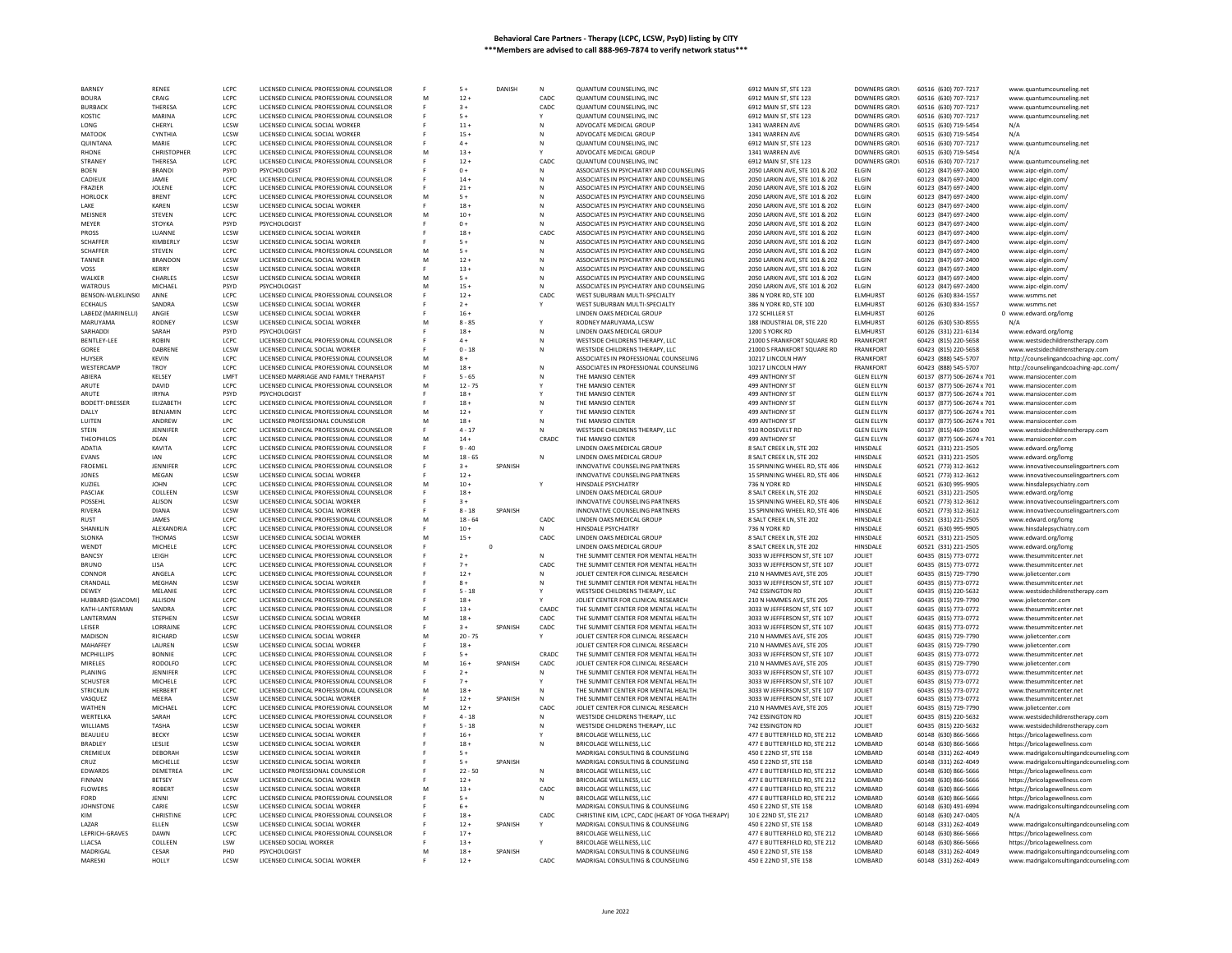# Behavioral Care Partners - Therapy (LCPC, LCSW, PsyD) listing by CITY

**\*\*\*Members are advised to call 888-969-7874 to verify network status\*\*\***

| | | | | | | | | | | | | | |
|---|---|---|---|---|---|---|---|---|---|---|---|---|---|
| BARNEY | RENEE | LCPC | LICENSED CLINICAL PROFESSIONAL COUNSELOR | F | 5 + | DANISH | N | QUANTUM COUNSELING, INC | 6912 MAIN ST, STE 123 | DOWNERS GROV | 60516 | (630) 707-7217 | www.quantumcounseling.net |
| BOURA | CRAIG | LCPC | LICENSED CLINICAL PROFESSIONAL COUNSELOR | M | 12 + | | CADC | QUANTUM COUNSELING, INC | 6912 MAIN ST, STE 123 | DOWNERS GROV | 60516 | (630) 707-7217 | www.quantumcounseling.net |
| BURBACK | THERESA | LCPC | LICENSED CLINICAL PROFESSIONAL COUNSELOR | F | 3 + | | CADC | QUANTUM COUNSELING, INC | 6912 MAIN ST, STE 123 | DOWNERS GROV | 60516 | (630) 707-7217 | www.quantumcounseling.net |
| KOSTIC | MARINA | LCPC | LICENSED CLINICAL PROFESSIONAL COUNSELOR | F | 5 + | | Y | QUANTUM COUNSELING, INC | 6912 MAIN ST, STE 123 | DOWNERS GROV | 60516 | (630) 707-7217 | www.quantumcounseling.net |
| LONG | CHERYL | LCSW | LICENSED CLINICAL SOCIAL WORKER | F | 11 + | | N | ADVOCATE MEDICAL GROUP | 1341 WARREN AVE | DOWNERS GROV | 60515 | (630) 719-5454 | N/A |
| MATOOK | CYNTHIA | LCSW | LICENSED CLINICAL SOCIAL WORKER | F | 15 + | | N | ADVOCATE MEDICAL GROUP | 1341 WARREN AVE | DOWNERS GROV | 60515 | (630) 719-5454 | N/A |
| QUINTANA | MARIE | LCPC | LICENSED CLINICAL PROFESSIONAL COUNSELOR | F | 4 + | | N | QUANTUM COUNSELING, INC | 6912 MAIN ST, STE 123 | DOWNERS GROV | 60516 | (630) 707-7217 | www.quantumcounseling.net |
| RHONE | CHRISTOPHER | LCPC | LICENSED CLINICAL PROFESSIONAL COUNSELOR | M | 13 + | | Y | ADVOCATE MEDICAL GROUP | 1341 WARREN AVE | DOWNERS GROV | 60515 | (630) 719-5454 | N/A |
| STRANEY | THERESA | LCPC | LICENSED CLINICAL PROFESSIONAL COUNSELOR | F | 12 + | | CADC | QUANTUM COUNSELING, INC | 6912 MAIN ST, STE 123 | DOWNERS GROV | 60516 | (630) 707-7217 | www.quantumcounseling.net |
| BOEN | BRANDI | PSYD | PSYCHOLOGIST | F | 0 + | | N | ASSOCIATES IN PSYCHIATRY AND COUNSELING | 2050 LARKIN AVE, STE 101 & 202 | ELGIN | 60123 | (847) 697-2400 | www.aipc-elgin.com/ |
| CADIEUX | JAMIE | LCPC | LICENSED CLINICAL PROFESSIONAL COUNSELOR | F | 14 + | | N | ASSOCIATES IN PSYCHIATRY AND COUNSELING | 2050 LARKIN AVE, STE 101 & 202 | ELGIN | 60123 | (847) 697-2400 | www.aipc-elgin.com/ |
| FRAZIER | JOLENE | LCPC | LICENSED CLINICAL PROFESSIONAL COUNSELOR | F | 21 + | | N | ASSOCIATES IN PSYCHIATRY AND COUNSELING | 2050 LARKIN AVE, STE 101 & 202 | ELGIN | 60123 | (847) 697-2400 | www.aipc-elgin.com/ |
| HORLOCK | BRENT | LCPC | LICENSED CLINICAL PROFESSIONAL COUNSELOR | M | 5 + | | N | ASSOCIATES IN PSYCHIATRY AND COUNSELING | 2050 LARKIN AVE, STE 101 & 202 | ELGIN | 60123 | (847) 697-2400 | www.aipc-elgin.com/ |
| LAKE | KAREN | LCSW | LICENSED CLINICAL SOCIAL WORKER | F | 18 + | | N | ASSOCIATES IN PSYCHIATRY AND COUNSELING | 2050 LARKIN AVE, STE 101 & 202 | ELGIN | 60123 | (847) 697-2400 | www.aipc-elgin.com/ |
| MEISNER | STEVEN | LCPC | LICENSED CLINICAL PROFESSIONAL COUNSELOR | M | 10 + | | N | ASSOCIATES IN PSYCHIATRY AND COUNSELING | 2050 LARKIN AVE, STE 101 & 202 | ELGIN | 60123 | (847) 697-2400 | www.aipc-elgin.com/ |
| MEYER | STOYKA | PSYD | PSYCHOLOGIST | F | 0 + | | N | ASSOCIATES IN PSYCHIATRY AND COUNSELING | 2050 LARKIN AVE, STE 101 & 202 | ELGIN | 60123 | (847) 697-2400 | www.aipc-elgin.com/ |
| PROSS | LUANNE | LCSW | LICENSED CLINICAL SOCIAL WORKER | F | 18 + | | CADC | ASSOCIATES IN PSYCHIATRY AND COUNSELING | 2050 LARKIN AVE, STE 101 & 202 | ELGIN | 60123 | (847) 697-2400 | www.aipc-elgin.com/ |
| SCHAFFER | KIMBERLY | LCSW | LICENSED CLINICAL SOCIAL WORKER | F | 5 + | | N | ASSOCIATES IN PSYCHIATRY AND COUNSELING | 2050 LARKIN AVE, STE 101 & 202 | ELGIN | 60123 | (847) 697-2400 | www.aipc-elgin.com/ |
| SCHAFFER | STEVEN | LCPC | LICENSED CLINICAL PROFESSIONAL COUNSELOR | M | 5 + | | N | ASSOCIATES IN PSYCHIATRY AND COUNSELING | 2050 LARKIN AVE, STE 101 & 202 | ELGIN | 60123 | (847) 697-2400 | www.aipc-elgin.com/ |
| TANNER | BRANDON | LCSW | LICENSED CLINICAL SOCIAL WORKER | M | 12 + | | N | ASSOCIATES IN PSYCHIATRY AND COUNSELING | 2050 LARKIN AVE, STE 101 & 202 | ELGIN | 60123 | (847) 697-2400 | www.aipc-elgin.com/ |
| VOSS | KERRY | LCSW | LICENSED CLINICAL SOCIAL WORKER | F | 13 + | | N | ASSOCIATES IN PSYCHIATRY AND COUNSELING | 2050 LARKIN AVE, STE 101 & 202 | ELGIN | 60123 | (847) 697-2400 | www.aipc-elgin.com/ |
| WALKER | CHARLES | LCSW | LICENSED CLINICAL SOCIAL WORKER | M | 5 + | | N | ASSOCIATES IN PSYCHIATRY AND COUNSELING | 2050 LARKIN AVE, STE 101 & 202 | ELGIN | 60123 | (847) 697-2400 | www.aipc-elgin.com/ |
| WATROUS | MICHAEL | PSYD | PSYCHOLOGIST | M | 15 + | | N | ASSOCIATES IN PSYCHIATRY AND COUNSELING | 2050 LARKIN AVE, STE 101 & 202 | ELGIN | 60123 | (847) 697-2400 | www.aipc-elgin.com/ |
| BENSON-WLEKLINSKI | ANNE | LCPC | LICENSED CLINICAL PROFESSIONAL COUNSELOR | F | 12 + | | CADC | WEST SUBURBAN MULTI-SPECIALTY | 386 N YORK RD, STE 100 | ELMHURST | 60126 | (630) 834-1557 | www.wsmms.net |
| ECKHAUS | SANDRA | LCSW | LICENSED CLINICAL SOCIAL WORKER | F | 2 + | | Y | WEST SUBURBAN MULTI-SPECIALTY | 386 N YORK RD, STE 100 | ELMHURST | 60126 | (630) 834-1557 | www.wsmms.net |
| LABEDZ (MARINELLI) | ANGIE | LCSW | LICENSED CLINICAL SOCIAL WORKER | F | 16 + | | | LINDEN OAKS MEDICAL GROUP | 172 SCHILLER ST | ELMHURST | 60126 | 0 | www.edward.org/lomg |
| MARUYAMA | RODNEY | LCSW | LICENSED CLINICAL SOCIAL WORKER | M | 8 - 85 | | Y | RODNEY MARUYAMA, LCSW | 188 INDUSTRIAL DR, STE 220 | ELMHURST | 60126 | (630) 530-8555 | N/A |
| SARHADDI | SARAH | PSYD | PSYCHOLOGIST | F | 18 + | | N | LINDEN OAKS MEDICAL GROUP | 1200 S YORK RD | ELMHURST | 60126 | (331) 221-6134 | www.edward.org/lomg |
| BENTLEY-LEE | ROBIN | LCPC | LICENSED CLINICAL PROFESSIONAL COUNSELOR | F | 4 + | | N | WESTSIDE CHILDRENS THERAPY, LLC | 21000 S FRANKFORT SQUARE RD | FRANKFORT | 60423 | (815) 220-5658 | www.westsidechildrenstherapy.com |
| GOREE | DABRENE | LCSW | LICENSED CLINICAL SOCIAL WORKER | F | 0 - 18 | | N | WESTSIDE CHILDRENS THERAPY, LLC | 21000 S FRANKFORT SQUARE RD | FRANKFORT | 60423 | (815) 220-5658 | www.westsidechildrenstherapy.com |
| HUYSER | KEVIN | LCPC | LICENSED CLINICAL PROFESSIONAL COUNSELOR | M | 8 + | | | ASSOCIATES IN PROFESSIONAL COUNSELING | 10217 LINCOLN HWY | FRANKFORT | 60423 | (888) 545-5707 | http://counselingandcoaching-apc.com/ |
| WESTERCAMP | TROY | LCPC | LICENSED CLINICAL PROFESSIONAL COUNSELOR | M | 18 + | | N | ASSOCIATES IN PROFESSIONAL COUNSELING | 10217 LINCOLN HWY | FRANKFORT | 60423 | (888) 545-5707 | http://counselingandcoaching-apc.com/ |
| ABIERA | KELSEY | LMFT | LICENSED MARRIAGE AND FAMILY THERAPIST | F | 5 - 65 | | N | THE MANSIO CENTER | 499 ANTHONY ST | GLEN ELLYN | 60137 | (877) 506-2674 x 701 | www.mansiocenter.com |
| ARUTE | DAVID | LCPC | LICENSED CLINICAL PROFESSIONAL COUNSELOR | M | 12 - 75 | | Y | THE MANSIO CENTER | 499 ANTHONY ST | GLEN ELLYN | 60137 | (877) 506-2674 x 701 | www.mansiocenter.com |
| ARUTE | IRYNA | PSYD | PSYCHOLOGIST | F | 18 + | | Y | THE MANSIO CENTER | 499 ANTHONY ST | GLEN ELLYN | 60137 | (877) 506-2674 x 701 | www.mansiocenter.com |
| BODETT-DRESSER | ELIZABETH | LCPC | LICENSED CLINICAL PROFESSIONAL COUNSELOR | F | 18 + | | N | THE MANSIO CENTER | 499 ANTHONY ST | GLEN ELLYN | 60137 | (877) 506-2674 x 701 | www.mansiocenter.com |
| DALLY | BENJAMIN | LCPC | LICENSED CLINICAL PROFESSIONAL COUNSELOR | M | 12 + | | Y | THE MANSIO CENTER | 499 ANTHONY ST | GLEN ELLYN | 60137 | (877) 506-2674 x 701 | www.mansiocenter.com |
| LUITEN | ANDREW | LPC | LICENSED PROFESSIONAL COUNSELOR | M | 18 + | | N | THE MANSIO CENTER | 499 ANTHONY ST | GLEN ELLYN | 60137 | (877) 506-2674 x 701 | www.mansiocenter.com |
| STEIN | JENNIFER | LCPC | LICENSED CLINICAL PROFESSIONAL COUNSELOR | F | 4 - 17 | | N | WESTSIDE CHILDRENS THERAPY, LLC | 910 ROOSEVELT RD | GLEN ELLYN | 60137 | (815) 469-1500 | www.westsidechildrenstherapy.com |
| THEOPHILOS | DEAN | LCPC | LICENSED CLINICAL PROFESSIONAL COUNSELOR | M | 14 + | | CRADC | THE MANSIO CENTER | 499 ANTHONY ST | GLEN ELLYN | 60137 | (877) 506-2674 x 701 | www.mansiocenter.com |
| ADATIA | KAVITA | LCPC | LICENSED CLINICAL PROFESSIONAL COUNSELOR | F | 9 - 40 | | | LINDEN OAKS MEDICAL GROUP | 8 SALT CREEK LN, STE 202 | HINSDALE | 60521 | (331) 221-2505 | www.edward.org/lomg |
| EVANS | IAN | LCPC | LICENSED CLINICAL PROFESSIONAL COUNSELOR | M | 18 - 65 | | N | LINDEN OAKS MEDICAL GROUP | 8 SALT CREEK LN, STE 202 | HINSDALE | 60521 | (331) 221-2505 | www.edward.org/lomg |
| FROEMEL | JENNIFER | LCPC | LICENSED CLINICAL PROFESSIONAL COUNSELOR | F | 3 + | SPANISH | | INNOVATIVE COUNSELING PARTNERS | 15 SPINNING WHEEL RD, STE 406 | HINSDALE | 60521 | (773) 312-3612 | www.innovativecounselingpartners.com |
| JONES | MEGAN | LCSW | LICENSED CLINICAL SOCIAL WORKER | F | 12 + | | | INNOVATIVE COUNSELING PARTNERS | 15 SPINNING WHEEL RD, STE 406 | HINSDALE | 60521 | (773) 312-3612 | www.innovativecounselingpartners.com |
| KUZIEL | JOHN | LCPC | LICENSED CLINICAL PROFESSIONAL COUNSELOR | M | 10 + | | Y | HINSDALE PSYCHIATRY | 736 N YORK RD | HINSDALE | 60521 | (630) 995-9905 | www.hinsdalepsychiatry.com |
| PASCIAK | COLLEEN | LCPC | LICENSED CLINICAL PROFESSIONAL COUNSELOR | F | 18 + | | | LINDEN OAKS MEDICAL GROUP | 8 SALT CREEK LN, STE 202 | HINSDALE | 60521 | (331) 221-2505 | www.edward.org/lomg |
| POSSEHL | ALISON | LCSW | LICENSED CLINICAL SOCIAL WORKER | F | 3 + | | | INNOVATIVE COUNSELING PARTNERS | 15 SPINNING WHEEL RD, STE 406 | HINSDALE | 60521 | (773) 312-3612 | www.innovativecounselingpartners.com |
| RIVERA | DIANA | LCSW | LICENSED CLINICAL SOCIAL WORKER | F | 8 - 18 | SPANISH | | INNOVATIVE COUNSELING PARTNERS | 15 SPINNING WHEEL RD, STE 406 | HINSDALE | 60521 | (773) 312-3612 | www.innovativecounselingpartners.com |
| RUST | JAMES | LCPC | LICENSED CLINICAL PROFESSIONAL COUNSELOR | M | 18 - 64 | | CADC | LINDEN OAKS MEDICAL GROUP | 8 SALT CREEK LN, STE 202 | HINSDALE | 60521 | (331) 221-2505 | www.edward.org/lomg |
| SHANKLIN | ALEXANDRIA | LCPC | LICENSED CLINICAL PROFESSIONAL COUNSELOR | F | 10 + | | N | HINSDALE PSYCHIATRY | 736 N YORK RD | HINSDALE | 60521 | (630) 995-9905 | www.hinsdalepsychiatry.com |
| SLONKA | THOMAS | LCSW | LICENSED CLINICAL SOCIAL WORKER | M | 15 + | | CADC | LINDEN OAKS MEDICAL GROUP | 8 SALT CREEK LN, STE 202 | HINSDALE | 60521 | (331) 221-2505 | www.edward.org/lomg |
| WENDT | MICHELE | LCPC | LICENSED CLINICAL PROFESSIONAL COUNSELOR | F | | 0 | | LINDEN OAKS MEDICAL GROUP | 8 SALT CREEK LN, STE 202 | HINSDALE | 60521 | (331) 221-2505 | www.edward.org/lomg |
| BANCSY | LEIGH | LCPC | LICENSED CLINICAL PROFESSIONAL COUNSELOR | F | 2 + | | N | THE SUMMIT CENTER FOR MENTAL HEALTH | 3033 W JEFFERSON ST, STE 107 | JOLIET | 60435 | (815) 773-0772 | www.thesummitcenter.net |
| BRUNO | LISA | LCPC | LICENSED CLINICAL PROFESSIONAL COUNSELOR | F | 7 + | | CADC | THE SUMMIT CENTER FOR MENTAL HEALTH | 3033 W JEFFERSON ST, STE 107 | JOLIET | 60435 | (815) 773-0772 | www.thesummitcenter.net |
| CONNOR | ANGELA | LCPC | LICENSED CLINICAL PROFESSIONAL COUNSELOR | F | 12 + | | N | JOLIET CENTER FOR CLINICAL RESEARCH | 210 N HAMMES AVE, STE 205 | JOLIET | 60435 | (815) 729-7790 | www.jolietcenter.com |
| CRANDALL | MEGHAN | LCSW | LICENSED CLINICAL SOCIAL WORKER | F | 8 + | | N | THE SUMMIT CENTER FOR MENTAL HEALTH | 3033 W JEFFERSON ST, STE 107 | JOLIET | 60435 | (815) 773-0772 | www.thesummitcenter.net |
| DEWEY | MELANIE | LCPC | LICENSED CLINICAL PROFESSIONAL COUNSELOR | F | 5 - 18 | | Y | WESTSIDE CHILDRENS THERAPY, LLC | 742 ESSINGTON RD | JOLIET | 60435 | (815) 220-5632 | www.westsidechildrenstherapy.com |
| HUBBARD (GIACOMI) | ALLISON | LCPC | LICENSED CLINICAL PROFESSIONAL COUNSELOR | F | 18 + | | Y | JOLIET CENTER FOR CLINICAL RESEARCH | 210 N HAMMES AVE, STE 205 | JOLIET | 60435 | (815) 729-7790 | www.jolietcenter.com |
| KATH-LANTERMAN | SANDRA | LCPC | LICENSED CLINICAL PROFESSIONAL COUNSELOR | F | 13 + | | CAADC | THE SUMMIT CENTER FOR MENTAL HEALTH | 3033 W JEFFERSON ST, STE 107 | JOLIET | 60435 | (815) 773-0772 | www.thesummitcenter.net |
| LANTERMAN | STEPHEN | LCSW | LICENSED CLINICAL SOCIAL WORKER | M | 18 + | | CADC | THE SUMMIT CENTER FOR MENTAL HEALTH | 3033 W JEFFERSON ST, STE 107 | JOLIET | 60435 | (815) 773-0772 | www.thesummitcenter.net |
| LEISER | LORRAINE | LCPC | LICENSED CLINICAL PROFESSIONAL COUNSELOR | F | 3 + | SPANISH | CADC | THE SUMMIT CENTER FOR MENTAL HEALTH | 3033 W JEFFERSON ST, STE 107 | JOLIET | 60435 | (815) 773-0772 | www.thesummitcenter.net |
| MADISON | RICHARD | LCSW | LICENSED CLINICAL SOCIAL WORKER | M | 20 - 75 | | Y | JOLIET CENTER FOR CLINICAL RESEARCH | 210 N HAMMES AVE, STE 205 | JOLIET | 60435 | (815) 729-7790 | www.jolietcenter.com |
| MAHAFFEY | LAUREN | LCSW | LICENSED CLINICAL SOCIAL WORKER | F | 18 + | | | JOLIET CENTER FOR CLINICAL RESEARCH | 210 N HAMMES AVE, STE 205 | JOLIET | 60435 | (815) 729-7790 | www.jolietcenter.com |
| MCPHILLIPS | BONNIE | LCPC | LICENSED CLINICAL PROFESSIONAL COUNSELOR | F | 5 + | | CRADC | THE SUMMIT CENTER FOR MENTAL HEALTH | 3033 W JEFFERSON ST, STE 107 | JOLIET | 60435 | (815) 773-0772 | www.thesummitcenter.net |
| MIRELES | RODOLFO | LCPC | LICENSED CLINICAL PROFESSIONAL COUNSELOR | M | 16 + | SPANISH | CADC | JOLIET CENTER FOR CLINICAL RESEARCH | 210 N HAMMES AVE, STE 205 | JOLIET | 60435 | (815) 729-7790 | www.jolietcenter.com |
| PLANING | JENNIFER | LCPC | LICENSED CLINICAL PROFESSIONAL COUNSELOR | F | 2 + | | N | THE SUMMIT CENTER FOR MENTAL HEALTH | 3033 W JEFFERSON ST, STE 107 | JOLIET | 60435 | (815) 773-0772 | www.thesummitcenter.net |
| SCHUSTER | MICHELE | LCPC | LICENSED CLINICAL PROFESSIONAL COUNSELOR | F | 7 + | | Y | THE SUMMIT CENTER FOR MENTAL HEALTH | 3033 W JEFFERSON ST, STE 107 | JOLIET | 60435 | (815) 773-0772 | www.thesummitcenter.net |
| STRICKLIN | HERBERT | LCPC | LICENSED CLINICAL PROFESSIONAL COUNSELOR | M | 18 + | | N | THE SUMMIT CENTER FOR MENTAL HEALTH | 3033 W JEFFERSON ST, STE 107 | JOLIET | 60435 | (815) 773-0772 | www.thesummitcenter.net |
| VASQUEZ | MEERA | LCSW | LICENSED CLINICAL SOCIAL WORKER | F | 12 + | SPANISH | N | THE SUMMIT CENTER FOR MENTAL HEALTH | 3033 W JEFFERSON ST, STE 107 | JOLIET | 60435 | (815) 773-0772 | www.thesummitcenter.net |
| WATHEN | MICHAEL | LCPC | LICENSED CLINICAL PROFESSIONAL COUNSELOR | M | 12 + | | CADC | JOLIET CENTER FOR CLINICAL RESEARCH | 210 N HAMMES AVE, STE 205 | JOLIET | 60435 | (815) 729-7790 | www.jolietcenter.com |
| WERTELKA | SARAH | LCPC | LICENSED CLINICAL PROFESSIONAL COUNSELOR | F | 4 - 18 | | N | WESTSIDE CHILDRENS THERAPY, LLC | 742 ESSINGTON RD | JOLIET | 60435 | (815) 220-5632 | www.westsidechildrenstherapy.com |
| WILLIAMS | TASHA | LCSW | LICENSED CLINICAL SOCIAL WORKER | F | 5 - 18 | | N | WESTSIDE CHILDRENS THERAPY, LLC | 742 ESSINGTON RD | JOLIET | 60435 | (815) 220-5632 | www.westsidechildrenstherapy.com |
| BEAULIEU | BECKY | LCSW | LICENSED CLINICAL SOCIAL WORKER | F | 16 + | | Y | BRICOLAGE WELLNESS, LLC | 477 E BUTTERFIELD RD, STE 212 | LOMBARD | 60148 | (630) 866-5666 | https://bricolagewellness.com |
| BRADLEY | LESLIE | LCSW | LICENSED CLINICAL SOCIAL WORKER | F | 18 + | | N | BRICOLAGE WELLNESS, LLC | 477 E BUTTERFIELD RD, STE 212 | LOMBARD | 60148 | (630) 866-5666 | https://bricolagewellness.com |
| CREMIEUX | DEBORAH | LCSW | LICENSED CLINICAL SOCIAL WORKER | F | 5 + | | | MADRIGAL CONSULTING & COUNSELING | 450 E 22ND ST, STE 158 | LOMBARD | 60148 | (331) 262-4049 | www.madrigalconsultingandcounseling.com |
| CRUZ | MICHELLE | LCSW | LICENSED CLINICAL SOCIAL WORKER | F | 5 + | SPANISH | | MADRIGAL CONSULTING & COUNSELING | 450 E 22ND ST, STE 158 | LOMBARD | 60148 | (331) 262-4049 | www.madrigalconsultingandcounseling.com |
| EDWARDS | DEMETREA | LPC | LICENSED PROFESSIONAL COUNSELOR | F | 22 - 50 | | N | BRICOLAGE WELLNESS, LLC | 477 E BUTTERFIELD RD, STE 212 | LOMBARD | 60148 | (630) 866-5666 | https://bricolagewellness.com |
| FINNAN | BETSEY | LCSW | LICENSED CLINICAL SOCIAL WORKER | F | 12 + | | N | BRICOLAGE WELLNESS, LLC | 477 E BUTTERFIELD RD, STE 212 | LOMBARD | 60148 | (630) 866-5666 | https://bricolagewellness.com |
| FLOWERS | ROBERT | LCSW | LICENSED CLINICAL SOCIAL WORKER | M | 13 + | | CADC | BRICOLAGE WELLNESS, LLC | 477 E BUTTERFIELD RD, STE 212 | LOMBARD | 60148 | (630) 866-5666 | https://bricolagewellness.com |
| FORD | JENNI | LCPC | LICENSED CLINICAL PROFESSIONAL COUNSELOR | F | 5 + | | N | BRICOLAGE WELLNESS, LLC | 477 E BUTTERFIELD RD, STE 212 | LOMBARD | 60148 | (630) 866-5666 | https://bricolagewellness.com |
| JOHNSTONE | CARIE | LCSW | LICENSED CLINICAL SOCIAL WORKER | F | 6 + | | | MADRIGAL CONSULTING & COUNSELING | 450 E 22ND ST, STE 158 | LOMBARD | 60148 | (630) 491-6994 | www.madrigalconsultingandcounseling.com |
| KIM | CHRISTINE | LCPC | LICENSED CLINICAL PROFESSIONAL COUNSELOR | F | 18 + | | CADC | CHRISTINE KIM, LCPC, CADC (HEART OF YOGA THERAPY) | 10 E 22ND ST, STE 217 | LOMBARD | 60148 | (630) 247-0405 | N/A |
| LAZAR | ELLEN | LCSW | LICENSED CLINICAL SOCIAL WORKER | F | 12 + | SPANISH | Y | MADRIGAL CONSULTING & COUNSELING | 450 E 22ND ST, STE 158 | LOMBARD | 60148 | (331) 262-4049 | www.madrigalconsultingandcounseling.com |
| LEPRICH-GRAVES | DAWN | LCPC | LICENSED CLINICAL PROFESSIONAL COUNSELOR | F | 17 + | | | BRICOLAGE WELLNESS, LLC | 477 E BUTTERFIELD RD, STE 212 | LOMBARD | 60148 | (630) 866-5666 | https://bricolagewellness.com |
| LLACSA | COLLEEN | LSW | LICENSED SOCIAL WORKER | F | 13 + | | Y | BRICOLAGE WELLNESS, LLC | 477 E BUTTERFIELD RD, STE 212 | LOMBARD | 60148 | (630) 866-5666 | https://bricolagewellness.com |
| MADRIGAL | CESAR | PHD | PSYCHOLOGIST | M | 18 + | SPANISH | | MADRIGAL CONSULTING & COUNSELING | 450 E 22ND ST, STE 158 | LOMBARD | 60148 | (331) 262-4049 | www.madrigalconsultingandcounseling.com |
| MARESKI | HOLLY | LCSW | LICENSED CLINICAL SOCIAL WORKER | F | 12 + | | CADC | MADRIGAL CONSULTING & COUNSELING | 450 E 22ND ST, STE 158 | LOMBARD | 60148 | (331) 262-4049 | www.madrigalconsultingandcounseling.com |

June 2022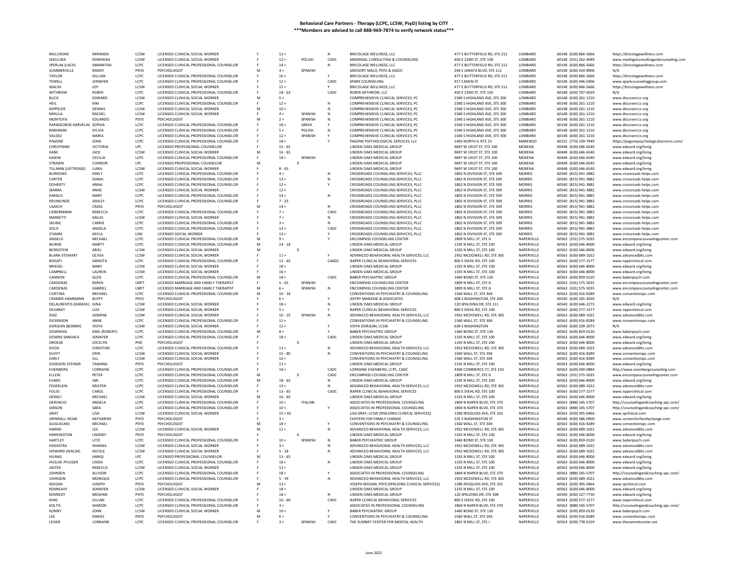**Behavioral Care Partners - Therapy (LCPC, LCSW, PsyD) listing by CITY**
*****Members are advised to call 888-969-7874 to verify network status*****

| | | | | | | | | | | | | | |
|---|---|---|---|---|---|---|---|---|---|---|---|---|---|
| MULCRONE | MIRANDA | LCSW | LICENSED CLINICAL SOCIAL WORKER | F | 12 + | | N | BRICOLAGE WELLNESS, LLC | 477 E BUTTERFIELD RD, STE 212 | LOMBARD | 60148 | (630) 866-5666 | https://bricolagewellness.com |
| SEKULSKA | DOMINIKA | LCSW | LICENSED CLINICAL SOCIAL WORKER | F | 12 + | POLISH | CADC | MADRIGAL CONSULTING & COUNSELING | 450 E 22ND ST, STE 158 | LOMBARD | 60148 | (331) 262-4049 | www.madrigalconsultingandcounseling.com |
| SPERLAK (LACH) | SAMANTHA | LCPC | LICENSED CLINICAL PROFESSIONAL COUNSELOR | F | 14 + | | N | BRICOLAGE WELLNESS, LLC | 477 E BUTTERFIELD RD, STE 212 | LOMBARD | 60148 | (630) 866-5666 | https://bricolagewellness.com |
| SUMMERVILLE | RANDY | PSYD | PSYCHOLOGIST | M | 4 + | SPANISH | | GREGORY MALO, PSYD & ASSOC | 246 E JANATA BLVD, STE 112 | LOMBARD | 60148 | (630) 424-8900 | N/A |
| TAYLOR | GILLIAN | LCPC | LICENSED CLINICAL PROFESSIONAL COUNSELOR | F | 16 + | | Y | BRICOLAGE WELLNESS, LLC | 477 E BUTTERFIELD RD, STE 212 | LOMBARD | 60148 | (630) 866-5666 | https://bricolagewellness.com |
| TEWELL | JENNIFER | LCPC | LICENSED CLINICAL PROFESSIONAL COUNSELOR | F | 12 + | | CADC | SPARK COUNSELING | 917 S MAIN ST | LOMBARD | 60148 | (630) 446-0306 | www.sparkcounselinggroup.com |
| WALSH | JOY | LCSW | LICENSED CLINICAL SOCIAL WORKER | F | 15 + | | Y | BRICOLAGE WELLNESS, LLC | 477 E BUTTERFIELD RD, STE 212 | LOMBARD | 60148 | (630) 866-5666 | https://bricolagewellness.com |
| WITHROW | ROBIN | LCPC | LICENSED CLINICAL PROFESSIONAL COUNSELOR | F | 18 - 63 | | CADC | ROBIN WITHROW, LLC | 450 E 22ND ST, STE 150 | LOMBARD | 60148 | (630) 707-6029 | N/A |
| BUCK | EDWARD | LCSW | LICENSED CLINICAL SOCIAL WORKER | M | 5 + | | | COMPREHENSIVE CLINICAL SERVICES, PC | 2340 S HIGHLAND AVE, STE 300 | LOMBARD | 60148 | (630) 261-1210 | www.discoverccs.org |
| HEIL | KIM | LCPC | LICENSED CLINICAL PROFESSIONAL COUNSELOR | F | 12 + | | N | COMPREHENSIVE CLINICAL SERVICES, PC | 2340 S HIGHLAND AVE, STE 300 | LOMBARD | 60148 | (630) 261-1210 | www.discoverccs.org |
| KEPPELER | DENNIS | LCSW | LICENSED CLINICAL SOCIAL WORKER | M | 10 + | | N | COMPREHENSIVE CLINICAL SERVICES, PC | 2340 S HIGHLAND AVE, STE 300 | LOMBARD | 60148 | (630) 261-1210 | www.discoverccs.org |
| MIKULA | RACHEL | LCSW | LICENSED CLINICAL SOCIAL WORKER | F | 4 + | SPANISH | N | COMPREHENSIVE CLINICAL SERVICES, PC | 2340 S HIGHLAND AVE, STE 300 | LOMBARD | 60148 | (630) 261-1210 | www.discoverccs.org |
| MONTOYA | EDUARDO | PSYD | PSYCHOLOGIST | M | 2 + | SPANISH | N | COMPREHENSIVE CLINICAL SERVICES, PC | 2340 S HIGHLAND AVE, STE 300 | LOMBARD | 60148 | (630) 261-1210 | www.discoverccs.org |
| PAPAGEORGE-KARVELAS | SOPHIA | LCPC | LICENSED CLINICAL PROFESSIONAL COUNSELOR | F | 18 + | GREEK | Y | COMPREHENSIVE CLINICAL SERVICES, PC | 2340 S HIGHLAND AVE, STE 300 | LOMBARD | 60148 | (630) 261-1210 | www.discoverccs.org |
| RABIANSKI | SYLVIA | LCPC | LICENSED CLINICAL PROFESSIONAL COUNSELOR | F | 5 + | POLISH | N | COMPREHENSIVE CLINICAL SERVICES, PC | 2340 S HIGHLAND AVE, STE 300 | LOMBARD | 60148 | (630) 261-1210 | www.discoverccs.org |
| VALDEZ | MARIA | LCPC | LICENSED CLINICAL PROFESSIONAL COUNSELOR | F | 12 + | SPANISH | Y | COMPREHENSIVE CLINICAL SERVICES, PC | 2340 S HIGHLAND AVE, STE 300 | LOMBARD | 60148 | (630) 261-1210 | www.discoverccs.org |
| PAGONE | JENN | LCPC | LICENSED CLINICAL PROFESSIONAL COUNSELOR | F | 18 + | | Y | PAGONE PSYCHOLOGICAL SERVICES, LLC | 1403 NORTH IL RTE 23 | MARENGO | 60152 | (773) 339-7949 | https://pagonepsychologicalservices.com/ |
| CHRISTMAN | VICTORIA | LPC | LICENSED PROFESSIONAL COUNSELOR | F | 15 - 65 | | | LINDEN OAKS MEDICAL GROUP | 9697 W 191ST ST, STE 100 | MOKENA | 60448 | (630) 646-6540 | www.edward.org/lomg |
| KANE | JACK | LCSW | LICENSED CLINICAL SOCIAL WORKER | M | 16 - 65 | | | LINDEN OAKS MEDICAL GROUP | 9697 W 191ST ST, STE 100 | MOKENA | 60448 | (630) 646-6540 | www.edward.org/lomg |
| KASEM | CECILIA | LCPC | LICENSED CLINICAL PROFESSIONAL COUNSELOR | F | 18 + | SPANISH | | LINDEN OAKS MEDICAL GROUP | 9697 W 191ST ST, STE 100 | MOKENA | 60448 | (630) 646-6540 | www.edward.org/lomg |
| STRAWN | CONNOR | LPC | LICENSED PROFESSIONAL COUNSELOR | M | 0 | | | LINDEN OAKS MEDICAL GROUP | 9697 W 191ST ST, STE 100 | MOKENA | 60448 | (630) 646-6540 | www.edward.org/lomg |
| TILLMAN (LEFTRIDGE) | LIARA | LCSW | LICENSED CLINICAL SOCIAL WORKER | F | 8 - 65 | | | LINDEN OAKS MEDICAL GROUP | 9697 W 191ST ST, STE 100 | MOKENA | 60448 | (630) 646-6540 | www.edward.org/lomg |
| BURROWS | EMILY | LCPC | LICENSED CLINICAL PROFESSIONAL COUNSELOR | F | 4 + | | N | CROSSROADS COUNSELING SERVICES, PLLC | 1802 N DIVISION ST, STE 509 | MORRIS | 60540 | (815) 941-3882 | www.crossroads-helps.com |
| CARTER | DIANA | LCPC | LICENSED CLINICAL PROFESSIONAL COUNSELOR | F | 13 + | | N | CROSSROADS COUNSELING SERVICES, PLLC | 1802 N DIVISION ST, STE 509 | MORRIS | 60540 | (815) 941-3882 | www.crossroads-helps.com |
| DOHERTY | ANNA | LCPC | LICENSED CLINICAL PROFESSIONAL COUNSELOR | F | 12 + | | Y | CROSSROADS COUNSELING SERVICES, PLLC | 1802 N DIVISION ST, STE 509 | MORRIS | 60540 | (815) 941-3882 | www.crossroads-helps.com |
| IBARRA | ANNE | LCSW | LICENSED CLINICAL SOCIAL WORKER | F | 12 + | | | CROSSROADS COUNSELING SERVICES, PLLC | 1802 N DIVISION ST, STE 509 | MORRIS | 60540 | (815) 941-3882 | www.crossroads-helps.com |
| KARALIS | MARY | LCPC | LICENSED CLINICAL PROFESSIONAL COUNSELOR | F | 14 + | | N | CROSSROADS COUNSELING SERVICES, PLLC | 1802 N DIVISION ST, STE 509 | MORRIS | 60540 | (815) 941-3882 | www.crossroads-helps.com |
| KRUMLINDE | ASHLEY | LCPC | LICENSED CLINICAL PROFESSIONAL COUNSELOR | F | 7 - 25 | | | CROSSROADS COUNSELING SERVICES, PLLC | 1802 N DIVISION ST, STE 509 | MORRIS | 60540 | (815) 941-3882 | www.crossroads-helps.com |
| LAASCH | CRAIG | PSYD | PSYCHOLOGIST | M | 14 + | | N | CROSSROADS COUNSELING SERVICES, PLLC | 1802 N DIVISION ST, STE 509 | MORRIS | 60540 | (815) 941-3882 | www.crossroads-helps.com |
| LIEBERMANN | REBECCA | LCPC | LICENSED CLINICAL PROFESSIONAL COUNSELOR | F | 7 + | | CADC | CROSSROADS COUNSELING SERVICES, PLLC | 1802 N DIVISION ST, STE 509 | MORRIS | 60540 | (815) 941-3882 | www.crossroads-helps.com |
| MARKETTI | KAILEE | LCSW | LICENSED CLINICAL SOCIAL WORKER | F | 7 + | | N | CROSSROADS COUNSELING SERVICES, PLLC | 1802 N DIVISION ST, STE 509 | MORRIS | 60540 | (815) 941-3882 | www.crossroads-helps.com |
| SKUBIC | CARRIE | LCPC | LICENSED CLINICAL PROFESSIONAL COUNSELOR | F | 3 + | | N | CROSSROADS COUNSELING SERVICES, PLLC | 1802 N DIVISION ST, STE 509 | MORRIS | 60540 | (815) 941-3882 | www.crossroads-helps.com |
| SOLIS | ANGELA | LCPC | LICENSED CLINICAL PROFESSIONAL COUNSELOR | F | 13 + | | CADC | CROSSROADS COUNSELING SERVICES, PLLC | 1802 N DIVISION ST, STE 509 | MORRIS | 60540 | (815) 941-3882 | www.crossroads-helps.com |
| STAMM | KAYLA | LSW | LICENSED SOCIAL WORKER | F | 13 + | | Y | CROSSROADS COUNSELING SERVICES, PLLC | 1802 N DIVISION ST, STE 509 | MORRIS | 60540 | (815) 941-3882 | www.crossroads-helps.com |
| ANGELO | MICHAEL | LCPC | LICENSED CLINICAL PROFESSIONAL COUNSELOR | M | 9 + | | Y | ENCOMPASS COUNSELING CENTER | 1809 N MILL ST, STE G | NAPERVILLE | 60563 | (331) 575-5035 | www.encompasscounselingcenter.com |
| BEIRNE | MARTY | LCPC | LICENSED CLINICAL PROFESSIONAL COUNSELOR | M | 14 - 18 | | | LINDEN OAKS MEDICAL GROUP | 1335 N MILL ST, STE 100 | NAPERVILLE | 60563 | (630) 646-8000 | www.edward.org/lomg |
| BERNSTEIN | ARIEL | LCSW | LICENSED CLINICAL SOCIAL WORKER | M | 0 | | | LINDEN OAKS MEDICAL GROUP | 1335 N MILL ST, STE 100 | NAPERVILLE | 60563 | (630) 646-8000 | www.edward.org/lomg |
| BLANK-STEWART | OLIVIA | LCSW | LICENSED CLINICAL SOCIAL WORKER | F | 11 + | | Y | ADVANCED BEHAVIORAL HEALTH SERVICES, LLC | 1952 MCDOWELL RD, STE 305 | NAPERVILLE | 60563 | (630) 689-1022 | www.advancedbhs.com |
| BOGATI | SANGITA | LCPC | LICENSED CLINICAL PROFESSIONAL COUNSELOR | F | 12 - 65 | | CAADC | NAPER CLINICAL BEHAVIORAL SERVICES | 800 E DIEHL RD, STE 100 | NAPERVILLE | 60563 | (630) 577-1577 | www.naperclinical.com |
| BRIEGEL | MARY | LCSW | LICENSED CLINICAL SOCIAL WORKER | F | 18 + | | | LINDEN OAKS MEDICAL GROUP | 1335 N MILL ST, STE 100 | NAPERVILLE | 60563 | (630) 646-8000 | www.edward.org/lomg |
| CAMPBELL | LAUREN | LCSW | LICENSED CLINICAL SOCIAL WORKER | F | 16 + | | | LINDEN OAKS MEDICAL GROUP | 1335 N MILL ST, STE 100 | NAPERVILLE | 60563 | (630) 646-8000 | www.edward.org/lomg |
| CANNON | GLEN | LCPC | LICENSED CLINICAL PROFESSIONAL COUNSELOR | M | 18 + | | CADC | BABER PSYCHIATRIC GROUP | 1460 BOND ST, STE 130 | NAPERVILLE | 60563 | (630) 859-0120 | www.baberpsych.com |
| CARDENAS | KEREN | LMFT | LICENSED MARRIAGE AND FAMILY THERAPIST | F | 5 - 65 | SPANISH | | ENCOMPASS COUNSELING CENTER | 1809 N MILL ST, STE G | NAPERVILLE | 60563 | (331) 575-5035 | www.encompasscounselingcenter.com |
| CARDENAS | GABRIEL | LMFT | LICENSED MARRIAGE AND FAMILY THERAPIST | M | 6 + | SPANISH | N | ENCOMPASS COUNSELING CENTER | 1809 N MILL ST, STE G | NAPERVILLE | 60563 | (331) 575-5035 | www.encompasscounselingcenter.com |
| CORTINA | MICHAEL | LCPC | LICENSED CLINICAL PROFESSIONAL COUNSELOR | M | 10 - 18 | | | CONVENTIONS IN PSYCHIATRY & COUNSELING | 1560 WALL ST, STE 304 | NAPERVILLE | 60563 | (630) 416-8289 | www.conventionspc.com |
| CRAMER-HAMMANN | BUFFY | PSYD | PSYCHOLOGIST | F | 6 + | | Y | JEFFRY MANASSE & ASSOCIATES | 608 S WASHINGTON, STE 200 | NAPERVILLE | 60540 | (630) 305-3020 | N/A |
| DELAURENTIS (DANEHL) | GINA | LCSW | LICENSED CLINICAL SOCIAL WORKER | F | 18 + | | N | LINDEN OAKS MEDICAL GROUP | 120 SPALDING DR, STE 111 | NAPERVILLE | 60540 | (630) 646-2273 | www.edward.org/lomg |
| DEVANEY | LIZA | LCSW | LICENSED CLINICAL SOCIAL WORKER | F | 5 + | | Y | NAPER CLINICAL BEHAVIORAL SERVICES | 800 E DIEHL RD, STE 100 | NAPERVILLE | 60563 | (630) 577-1577 | www.naperclinical.com |
| DIAZ | JASMINE | LCSW | LICENSED CLINICAL SOCIAL WORKER | F | 10 - 25 | SPANISH | N | ADVANCED BEHAVIORAL HEALTH SERVICES, LLC | 1952 MCDOWELL RD, STE 305 | NAPERVILLE | 60563 | (630) 689-1022 | www.advancedbhs.com |
| DICKINSON | ANNE | LCPC | LICENSED CLINICAL PROFESSIONAL COUNSELOR | F | 11 + | | | CONVENTIONS IN PSYCHIATRY & COUNSELING | 1560 WALL ST, STE 304 | NAPERVILLE | 60563 | (630) 416-8289 | www.conventionspc.com |
| DORJEAN (BOMMI) | VIDYA | LCSW | LICENSED CLINICAL SOCIAL WORKER | F | 12 + | | Y | VIDYA DORJEAN, LCSW | 639 S WASHINGTON | NAPERVILLE | 60540 | (630) 209-2073 | N/A |
| DOWNING | KARL (ROBERT) | LCPC | LICENSED CLINICAL PROFESSIONAL COUNSELOR | M | 8 + | | Y | BABER PSYCHIATRIC GROUP | 1460 BOND ST, STE 130 | NAPERVILLE | 60563 | (630) 859-0120 | www.baberpsych.com |
| DOWNS SANDACK | JENNIFER | LCPC | LICENSED CLINICAL PROFESSIONAL COUNSELOR | F | 18 + | | CADC | LINDEN OAKS MEDICAL GROUP | 1335 N MILL ST, STE 100 | NAPERVILLE | 60563 | (630) 646-8000 | www.edward.org/lomg |
| DROEGE | JOCELYN | PHD | PSYCHOLOGIST | F | 0 | | | LINDEN OAKS MEDICAL GROUP | 1335 N MILL ST, STE 100 | NAPERVILLE | 60563 | (630) 646-8000 | www.edward.org/lomg |
| DUDA | CHRISTINE | LCPC | LICENSED CLINICAL PROFESSIONAL COUNSELOR | F | 13 + | | N | ADVANCED BEHAVIORAL HEALTH SERVICES, LLC | 1952 MCDOWELL RD, STE 305 | NAPERVILLE | 60563 | (630) 689-1022 | www.advancedbhs.com |
| DUFFY | ERIN | LCSW | LICENSED CLINICAL SOCIAL WORKER | F | 15 - 80 | | N | CONVENTIONS IN PSYCHIATRY & COUNSELING | 1560 WALL ST, STE 304 | NAPERVILLE | 60563 | (630) 416-8289 | www.conventionspc.com |
| EARLY | JILL | LCSW | LICENSED CLINICAL SOCIAL WORKER | F | 16 + | | | CONVENTIONS IN PSYCHIATRY & COUNSELING | 1560 WALL ST, STE 304 | NAPERVILLE | 60563 | (630) 416-8289 | www.conventionspc.com |
| EDGESON-STEINER | TAWANA | PSYD | PSYCHOLOGIST | F | 12 + | | | LINDEN OAKS MEDICAL GROUP | 1335 N MILL ST, STE 100 | NAPERVILLE | 60563 | (630) 646-8000 | www.edward.org/lomg |
| EISENBERG | LORRAINE | LCPC | LICENSED CLINICAL PROFESSIONAL COUNSELOR | F | 18 + | | CADC | LORRAINE EISENBERG, LCPC, CADC | 4300 COMMERCE CT, STE 310 | NAPERVILLE | 60563 | (630) 690-0884 | http://www.eisenbergcounseling.com |
| ELLEW | PETER | LCPC | LICENSED CLINICAL PROFESSIONAL COUNSELOR | M | 0 | | CADC | ENCOMPASS COUNSELING CENTER | 1809 N MILL ST, STE G | NAPERVILLE | 60563 | (331) 575-5035 | www.encompasscounselingcenter.com |
| EVANS | IAN | LCPC | LICENSED CLINICAL PROFESSIONAL COUNSELOR | M | 18 - 65 | | N | LINDEN OAKS MEDICAL GROUP | 1335 N MILL ST, STE 100 | NAPERVILLE | 60563 | (630) 646-8000 | www.edward.org/lomg |
| FEDERLEIN | KRISTEN | LCPC | LICENSED CLINICAL PROFESSIONAL COUNSELOR | F | 13 + | | N | ADVANCED BEHAVIORAL HEALTH SERVICES, LLC | 1952 MCDOWELL RD, STE 305 | NAPERVILLE | 60563 | (630) 689-1022 | www.advancedbhs.com |
| FOLISI | CAROL | LCPC | LICENSED CLINICAL PROFESSIONAL COUNSELOR | F | 13 - 65 | | CADC | NAPER CLINICAL BEHAVIORAL SERVICES | 800 E DIEHL RD, STE 100 | NAPERVILLE | 60563 | (630) 577-1577 | www.naperclinical.com |
| GERACI | MICHAEL | LCSW | LICENSED CLINICAL SOCIAL WORKER | M | 16 - 65 | | | LINDEN OAKS MEDICAL GROUP | 1335 N MILL ST, STE 100 | NAPERVILLE | 60563 | (630) 646-8000 | www.edward.org/lomg |
| GERVACIO | ANGELA | LCPC | LICENSED CLINICAL PROFESSIONAL COUNSELOR | F | 10 + | ITALIAN | | ASSOCIATES IN PROFESSIONAL COUNSELING | 1804 N NAPER BLVD, STE 370 | NAPERVILLE | 60563 | (888) 545-5707 | http://counselingandcoaching-apc.com/ |
| GIBSON | SARA | LCPC | LICENSED CLINICAL PROFESSIONAL COUNSELOR | F | 10 + | | Y | ASSOCIATES IN PROFESSIONAL COUNSELING | 1804 N NAPER BLVD, STE 370 | NAPERVILLE | 60563 | (888) 545-5707 | http://counselingandcoaching-apc.com/ |
| GRAY | LISA | LCSW | LICENSED CLINICAL SOCIAL WORKER | F | 15 + 65 | | | LISA GRAY, LCSW (SPALDING CLINICAL SERVICES) | 1280 IROQUOIS AVE, STE 102 | NAPERVILLE | 60563 | (630) 305-0464 | www.spclinical.com |
| GRINNELL-NOAK | KATHARINE | PSYD | PSYCHOLOGIST | F | 3 + | | | CENTERS FOR FAMILY CHANGE | 535 S WASHINGTON ST | NAPERVILLE | 60540 | (630) 586-0900 | www.centersforfamilychange.com |
| GUGLIELMO | MICHAEL | PSYD | PSYCHOLOGIST | M | 18 + | | Y | CONVENTIONS IN PSYCHIATRY & COUNSELING | 1560 WALL ST, STE 304 | NAPERVILLE | 60563 | (630) 416-8289 | www.conventionspc.com |
| HARMS | LEE | LCSW | LICENSED CLINICAL SOCIAL WORKER | M | 11 + | | N | ADVANCED BEHAVIORAL HEALTH SERVICES, LLC | 1952 MCDOWELL RD, STE 305 | NAPERVILLE | 60563 | (630) 689-1022 | www.advancedbhs.com |
| HARRINGTON | LINDSEY | PSYD | PSYCHOLOGIST | F | 0 | | | LINDEN OAKS MEDICAL GROUP | 1335 N MILL ST, STE 100 | NAPERVILLE | 60563 | (630) 646-8000 | www.edward.org/lomg |
| HARTLEY | LITZI | LCPC | LICENSED CLINICAL PROFESSIONAL COUNSELOR | F | 10 + | SPANISH | N | BABER PSYCHIATRIC GROUP | 1460 BOND ST, STE 130 | NAPERVILLE | 60563 | (630) 859-0120 | www.baberpsych.com |
| HOEKSTRA | SHANNA | LCSW | LICENSED CLINICAL SOCIAL WORKER | F | 3 + | | N | ADVANCED BEHAVIORAL HEALTH SERVICES, LLC | 1952 MCDOWELL RD, STE 305 | NAPERVILLE | 60563 | (630) 689-1022 | www.advancedbhs.com |
| HOWARD (WALSH) | NICOLE | LCSW | LICENSED CLINICAL SOCIAL WORKER | F | 5 - 18 | | N | ADVANCED BEHAVIORAL HEALTH SERVICES, LLC | 1952 MCDOWELL RD, STE 305 | NAPERVILLE | 60563 | (630) 689-1022 | www.advancedbhs.com |
| HUANG | HANQI | LPC | LICENSED PROFESSIONAL COUNSELOR | M | 13 - 65 | | | LINDEN OAKS MEDICAL GROUP | 1335 N MILL ST, STE 100 | NAPERVILLE | 60563 | (630) 646-8000 | www.edward.org/lomg |
| HUELKE-PFLEGER | LINDA | LCPC | LICENSED CLINICAL PROFESSIONAL COUNSELOR | F | 18 + | | N | LINDEN OAKS MEDICAL GROUP | 1335 N MILL ST, STE 100 | NAPERVILLE | 60563 | (630) 646-8000 | www.edward.org/lomg |
| JASTER | REBECCA | LCSW | LICENSED CLINICAL SOCIAL WORKER | F | 12 + | | | LINDEN OAKS MEDICAL GROUP | 1335 N MILL ST, STE 100 | NAPERVILLE | 60563 | (630) 646-8000 | www.edward.org/lomg |
| JOHNSEN | ALLISON | LCPC | LICENSED CLINICAL PROFESSIONAL COUNSELOR | F | 18 + | | Y | ASSOCIATES IN PROFESSIONAL COUNSELING | 1804 N NAPER BLVD, STE 370 | NAPERVILLE | 60563 | (888) 545-5707 | http://counselingandcoaching-apc.com/ |
| JOHNSON | MONIQUE | LCPC | LICENSED CLINICAL PROFESSIONAL COUNSELOR | F | 5 - 39 | | N | ADVANCED BEHAVIORAL HEALTH SERVICES, LLC | 1952 MCDOWELL RD, STE 305 | NAPERVILLE | 60563 | (630) 689-1022 | www.advancedbhs.com |
| KEEGAN | JOSEPH | PSYD | PSYCHOLOGIST | M | 13 + | | | JOSEPH KEEGAN, PSYD (SPALDING CLINICAL SERVICES) | 1280 IROQUOIS AVE, STE 102 | NAPERVILLE | 60563 | (630) 305-0464 | www.spclinical.com |
| KENNEAVY | JENNIFER | LCSW | LICENSED CLINICAL SOCIAL WORKER | F | 18 + | | | LINDEN OAKS MEDICAL GROUP | 1335 N MILL ST, STE 100 | NAPERVILLE | 60563 | (630) 646-8000 | www.edward.org/lomg |
| KENNEDY | MEGHAN | PSYD | PSYCHOLOGIST | F | 18 + | | N | LINDEN OAKS MEDICAL GROUP | 120 SPALDING DR, STE 308 | NAPERVILLE | 60540 | (630) 527-7730 | www.edward.org/lomg |
| KING | JILLIAN | LCPC | LICENSED CLINICAL PROFESSIONAL COUNSELOR | F | 16 - 60 | | CADC | NAPER CLINICAL BEHAVIORAL SERVICES | 800 E DIEHL RD, STE 100 | NAPERVILLE | 60563 | (630) 577-1577 | www.naperclinical.com |
| KOLTIS | SHARON | LCPC | LICENSED CLINICAL PROFESSIONAL COUNSELOR | F | 3 + | | | ASSOCIATES IN PROFESSIONAL COUNSELING | 1804 N NAPER BLVD, STE 370 | NAPERVILLE | 60563 | (888) 545-5707 | http://counselingandcoaching-apc.com/ |
| KONNY | JOHN | LCSW | LICENSED CLINICAL SOCIAL WORKER | M | 10 + | | Y | BABER PSYCHIATRIC GROUP | 1460 BOND ST, STE 130 | NAPERVILLE | 60563 | (630) 859-0120 | www.baberpsych.com |
| LEE | DANIEL | PSYD | PSYCHOLOGIST | M | 6 + | | Y | CONVENTIONS IN PSYCHIATRY & COUNSELING | 1560 WALL ST, STE 304 | NAPERVILLE | 60563 | (630) 416-8289 | www.conventionspc.com |
| LEISER | LORRAINE | LCPC | LICENSED CLINICAL PROFESSIONAL COUNSELOR | F | 3 + | SPANISH | CADC | THE SUMMIT CENTER FOR MENTAL HEALTH | 1801 N MILL ST, STE J | NAPERVILLE | 60563 | (630) 778-6159 | www.thesummitcenter.net |

June 2022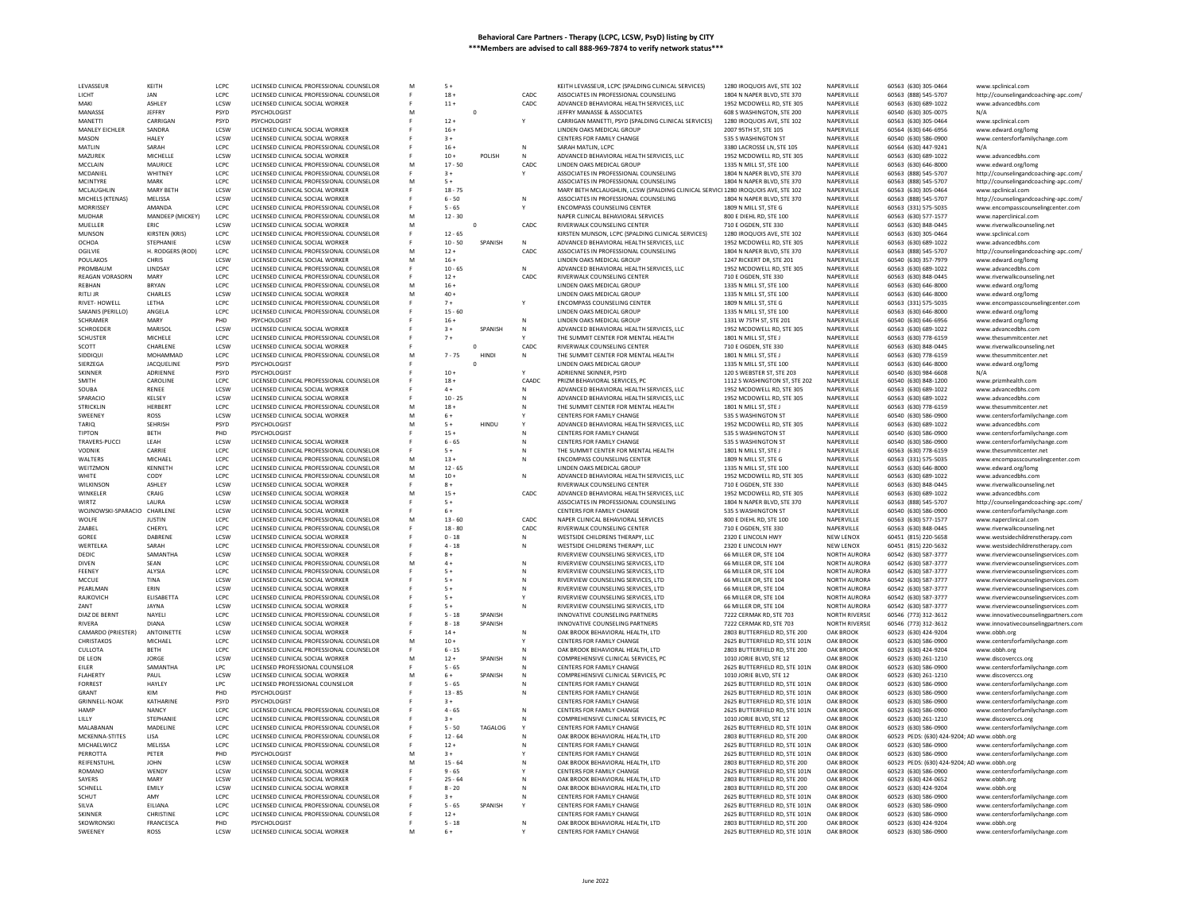**Behavioral Care Partners - Therapy (LCPC, LCSW, PsyD) listing by CITY**
**\*\*\*Members are advised to call 888-969-7874 to verify network status\*\*\***

| | | | | | | | | | | | | | |
|---|---|---|---|---|---|---|---|---|---|---|---|---|---|
| LEVASSEUR | KEITH | LCPC | LICENSED CLINICAL PROFESSIONAL COUNSELOR | M | 5 + | | | KEITH LEVASSEUR, LCPC (SPALDING CLINICAL SERVICES) | 1280 IROQUOIS AVE, STE 102 | NAPERVILLE | 60563 | (630) 305-0464 | www.spclinical.com |
| LICHT | JAN | LCPC | LICENSED CLINICAL PROFESSIONAL COUNSELOR | F | 18 + | | CADC | ASSOCIATES IN PROFESSIONAL COUNSELING | 1804 N NAPER BLVD, STE 370 | NAPERVILLE | 60563 | (888) 545-5707 | http://counselingandcoaching-apc.com/ |
| MAKI | ASHLEY | LCSW | LICENSED CLINICAL SOCIAL WORKER | F | 11 + | | CADC | ADVANCED BEHAVIORAL HEALTH SERVICES, LLC | 1952 MCDOWELL RD, STE 305 | NAPERVILLE | 60563 | (630) 689-1022 | www.advancedbhs.com |
| MANASSE | JEFFRY | PSYD | PSYCHOLOGIST | M | 0 | | | JEFFRY MANASSE & ASSOCIATES | 608 S WASHINGTON, STE 200 | NAPERVILLE | 60540 | (630) 305-0075 | N/A |
| MANETTI | CARRIGAN | PSYD | PSYCHOLOGIST | F | 12 + | | Y | CARRIGAN MANETTI, PSYD (SPALDING CLINICAL SERVICES) | 1280 IROQUOIS AVE, STE 102 | NAPERVILLE | 60563 | (630) 305-0464 | www.spclinical.com |
| MANLEY EICHLER | SANDRA | LCSW | LICENSED CLINICAL SOCIAL WORKER | F | 16 + | | | LINDEN OAKS MEDICAL GROUP | 2007 95TH ST, STE 105 | NAPERVILLE | 60564 | (630) 646-6956 | www.edward.org/lomg |
| MASON | HALEY | LCSW | LICENSED CLINICAL SOCIAL WORKER | F | 3 + | | | CENTERS FOR FAMILY CHANGE | 535 S WASHINGTON ST | NAPERVILLE | 60540 | (630) 586-0900 | www.centersforfamilychange.com |
| MATLIN | SARAH | LCPC | LICENSED CLINICAL PROFESSIONAL COUNSELOR | F | 16 + | | N | SARAH MATLIN, LCPC | 3380 LACROSSE LN, STE 105 | NAPERVILLE | 60564 | (630) 447-9241 | N/A |
| MAZUREK | MICHELLE | LCSW | LICENSED CLINICAL SOCIAL WORKER | F | 10 + | POLISH | N | ADVANCED BEHAVIORAL HEALTH SERVICES, LLC | 1952 MCDOWELL RD, STE 305 | NAPERVILLE | 60563 | (630) 689-1022 | www.advancedbhs.com |
| MCCLAIN | MAURICE | LCPC | LICENSED CLINICAL PROFESSIONAL COUNSELOR | M | 17 - 50 | | CADC | LINDEN OAKS MEDICAL GROUP | 1335 N MILL ST, STE 100 | NAPERVILLE | 60563 | (630) 646-8000 | www.edward.org/lomg |
| MCDANIEL | WHITNEY | LCPC | LICENSED CLINICAL PROFESSIONAL COUNSELOR | F | 3 + | | Y | ASSOCIATES IN PROFESSIONAL COUNSELING | 1804 N NAPER BLVD, STE 370 | NAPERVILLE | 60563 | (888) 545-5707 | http://counselingandcoaching-apc.com/ |
| MCINTYRE | MARK | LCPC | LICENSED CLINICAL PROFESSIONAL COUNSELOR | M | 5 + | | | ASSOCIATES IN PROFESSIONAL COUNSELING | 1804 N NAPER BLVD, STE 370 | NAPERVILLE | 60563 | (888) 545-5707 | http://counselingandcoaching-apc.com/ |
| MCLAUGHLIN | MARY BETH | LCSW | LICENSED CLINICAL SOCIAL WORKER | F | 18 - 75 | | | MARY BETH MCLAUGHLIN, LCSW (SPALDING CLINICAL SERVICES) | 1280 IROQUOIS AVE, STE 102 | NAPERVILLE | 60563 | (630) 305-0464 | www.spclinical.com |
| MICHELS (KTENAS) | MELISSA | LCSW | LICENSED CLINICAL SOCIAL WORKER | F | 6 - 50 | | N | ASSOCIATES IN PROFESSIONAL COUNSELING | 1804 N NAPER BLVD, STE 370 | NAPERVILLE | 60563 | (888) 545-5707 | http://counselingandcoaching-apc.com/ |
| MORRISSEY | AMANDA | LCPC | LICENSED CLINICAL PROFESSIONAL COUNSELOR | F | 5 - 65 | | Y | ENCOMPASS COUNSELING CENTER | 1809 N MILL ST, STE G | NAPERVILLE | 60563 | (331) 575-5035 | www.encompasscounselingcenter.com |
| MUDHAR | MANDEEP (MICKEY) | LCPC | LICENSED CLINICAL PROFESSIONAL COUNSELOR | M | 12 - 30 | | | NAPER CLINICAL BEHAVIORAL SERVICES | 800 E DIEHL RD, STE 100 | NAPERVILLE | 60563 | (630) 577-1577 | www.naperclinical.com |
| MUELLER | ERIC | LCSW | LICENSED CLINICAL SOCIAL WORKER | M | 0 | | CADC | RIVERWALK COUNSELING CENTER | 710 E OGDEN, STE 330 | NAPERVILLE | 60563 | (630) 848-0445 | www.riverwalkcounseling.net |
| MUNSON | KIRSTEN (KRIS) | LCPC | LICENSED CLINICAL PROFESSIONAL COUNSELOR | F | 12 - 65 | | | KIRSTEN MUNSON, LCPC (SPALDING CLINICAL SERVICES) | 1280 IROQUOIS AVE, STE 102 | NAPERVILLE | 60563 | (630) 305-0464 | www.spclinical.com |
| OCHOA | STEPHANIE | LCSW | LICENSED CLINICAL SOCIAL WORKER | F | 10 - 50 | SPANISH | N | ADVANCED BEHAVIORAL HEALTH SERVICES, LLC | 1952 MCDOWELL RD, STE 305 | NAPERVILLE | 60563 | (630) 689-1022 | www.advancedbhs.com |
| OGILVIE | H. RODGERS (ROD) | LCPC | LICENSED CLINICAL PROFESSIONAL COUNSELOR | M | 12 + | | CADC | ASSOCIATES IN PROFESSIONAL COUNSELING | 1804 N NAPER BLVD, STE 370 | NAPERVILLE | 60563 | (888) 545-5707 | http://counselingandcoaching-apc.com/ |
| POULAKOS | CHRIS | LCSW | LICENSED CLINICAL SOCIAL WORKER | M | 16 + | | | LINDEN OAKS MEDICAL GROUP | 1247 RICKERT DR, STE 201 | NAPERVILLE | 60540 | (630) 357-7979 | www.edward.org/lomg |
| PROMBAUM | LINDSAY | LCPC | LICENSED CLINICAL PROFESSIONAL COUNSELOR | F | 10 - 65 | | N | ADVANCED BEHAVIORAL HEALTH SERVICES, LLC | 1952 MCDOWELL RD, STE 305 | NAPERVILLE | 60563 | (630) 689-1022 | www.advancedbhs.com |
| REAGAN VORASORN | MARY | LCPC | LICENSED CLINICAL PROFESSIONAL COUNSELOR | F | 12 + | | CADC | RIVERWALK COUNSELING CENTER | 710 E OGDEN, STE 330 | NAPERVILLE | 60563 | (630) 848-0445 | www.riverwalkcounseling.net |
| REBHAN | BRYAN | LCPC | LICENSED CLINICAL PROFESSIONAL COUNSELOR | M | 16 + | | | LINDEN OAKS MEDICAL GROUP | 1335 N MILL ST, STE 100 | NAPERVILLE | 60563 | (630) 646-8000 | www.edward.org/lomg |
| RITLI JR | CHARLES | LCSW | LICENSED CLINICAL SOCIAL WORKER | M | 40 + | | | LINDEN OAKS MEDICAL GROUP | 1335 N MILL ST, STE 100 | NAPERVILLE | 60563 | (630) 646-8000 | www.edward.org/lomg |
| RIVET- HOWELL | LETHA | LCPC | LICENSED CLINICAL PROFESSIONAL COUNSELOR | F | 7 + | | Y | ENCOMPASS COUNSELING CENTER | 1809 N MILL ST, STE G | NAPERVILLE | 60563 | (331) 575-5035 | www.encompasscounselingcenter.com |
| SAKANIS (PERILLO) | ANGELA | LCPC | LICENSED CLINICAL PROFESSIONAL COUNSELOR | F | 15 - 60 | | | LINDEN OAKS MEDICAL GROUP | 1335 N MILL ST, STE 100 | NAPERVILLE | 60563 | (630) 646-8000 | www.edward.org/lomg |
| SCHRAMER | MARY | PHD | PSYCHOLOGIST | F | 16 + | | N | LINDEN OAKS MEDICAL GROUP | 1331 W 75TH ST, STE 201 | NAPERVILLE | 60540 | (630) 646-6956 | www.edward.org/lomg |
| SCHROEDER | MARISOL | LCSW | LICENSED CLINICAL SOCIAL WORKER | F | 3 + | SPANISH | N | ADVANCED BEHAVIORAL HEALTH SERVICES, LLC | 1952 MCDOWELL RD, STE 305 | NAPERVILLE | 60563 | (630) 689-1022 | www.advancedbhs.com |
| SCHUSTER | MICHELE | LCPC | LICENSED CLINICAL PROFESSIONAL COUNSELOR | F | 7 + | | Y | THE SUMMIT CENTER FOR MENTAL HEALTH | 1801 N MILL ST, STE J | NAPERVILLE | 60563 | (630) 778-6159 | www.thesummitcenter.net |
| SCOTT | CHARLENE | LCSW | LICENSED CLINICAL SOCIAL WORKER | F | 0 | | CADC | RIVERWALK COUNSELING CENTER | 710 E OGDEN, STE 330 | NAPERVILLE | 60563 | (630) 848-0445 | www.riverwalkcounseling.net |
| SIDDIQUI | MOHAMMAD | LCPC | LICENSED CLINICAL PROFESSIONAL COUNSELOR | M | 7 - 75 | HINDI | N | THE SUMMIT CENTER FOR MENTAL HEALTH | 1801 N MILL ST, STE J | NAPERVILLE | 60563 | (630) 778-6159 | www.thesummitcenter.net |
| SIERZEGA | JACQUELINE | PSYD | PSYCHOLOGIST | F | 0 | | | LINDEN OAKS MEDICAL GROUP | 1335 N MILL ST, STE 100 | NAPERVILLE | 60563 | (630) 646-8000 | www.edward.org/lomg |
| SKINNER | ADRIENNE | PSYD | PSYCHOLOGIST | F | 10 + | | Y | ADRIENNE SKINNER, PSYD | 120 S WEBSTER ST, STE 203 | NAPERVILLE | 60540 | (630) 984-6608 | N/A |
| SMITH | CAROLINE | LCPC | LICENSED CLINICAL PROFESSIONAL COUNSELOR | F | 18 + | | CAADC | PRIZM BEHAVIORAL SERVICES, PC | 1112 S WASHINGTON ST, STE 202 | NAPERVILLE | 60540 | (630) 848-1200 | www.prizmhealth.com |
| SOUBA | RENEE | LCSW | LICENSED CLINICAL SOCIAL WORKER | F | 4 + | | N | ADVANCED BEHAVIORAL HEALTH SERVICES, LLC | 1952 MCDOWELL RD, STE 305 | NAPERVILLE | 60563 | (630) 689-1022 | www.advancedbhs.com |
| SPARACIO | KELSEY | LCSW | LICENSED CLINICAL SOCIAL WORKER | F | 10 - 25 | | N | ADVANCED BEHAVIORAL HEALTH SERVICES, LLC | 1952 MCDOWELL RD, STE 305 | NAPERVILLE | 60563 | (630) 689-1022 | www.advancedbhs.com |
| STRICKLIN | HERBERT | LCPC | LICENSED CLINICAL PROFESSIONAL COUNSELOR | M | 18 + | | N | THE SUMMIT CENTER FOR MENTAL HEALTH | 1801 N MILL ST, STE J | NAPERVILLE | 60563 | (630) 778-6159 | www.thesummitcenter.net |
| SWEENEY | ROSS | LCSW | LICENSED CLINICAL SOCIAL WORKER | M | 6 + | | Y | CENTERS FOR FAMILY CHANGE | 535 S WASHINGTON ST | NAPERVILLE | 60540 | (630) 586-0900 | www.centersforfamilychange.com |
| TARIQ | SEHRISH | PSYD | PSYCHOLOGIST | M | 5 + | HINDU | Y | ADVANCED BEHAVIORAL HEALTH SERVICES, LLC | 1952 MCDOWELL RD, STE 305 | NAPERVILLE | 60563 | (630) 689-1022 | www.advancedbhs.com |
| TIPTON | BETH | PHD | PSYCHOLOGIST | F | 15 + | | N | CENTERS FOR FAMILY CHANGE | 535 S WASHINGTON ST | NAPERVILLE | 60540 | (630) 586-0900 | www.centersforfamilychange.com |
| TRAVERS-PUCCI | LEAH | LCSW | LICENSED CLINICAL SOCIAL WORKER | F | 6 - 65 | | N | CENTERS FOR FAMILY CHANGE | 535 S WASHINGTON ST | NAPERVILLE | 60540 | (630) 586-0900 | www.centersforfamilychange.com |
| VODNIK | CARRIE | LCPC | LICENSED CLINICAL PROFESSIONAL COUNSELOR | F | 5 + | | N | THE SUMMIT CENTER FOR MENTAL HEALTH | 1801 N MILL ST, STE J | NAPERVILLE | 60563 | (630) 778-6159 | www.thesummitcenter.net |
| WALTERS | MICHAEL | LCPC | LICENSED CLINICAL PROFESSIONAL COUNSELOR | M | 13 + | | N | ENCOMPASS COUNSELING CENTER | 1809 N MILL ST, STE G | NAPERVILLE | 60563 | (331) 575-5035 | www.encompasscounselingcenter.com |
| WEITZMON | KENNETH | LCPC | LICENSED CLINICAL PROFESSIONAL COUNSELOR | M | 12 - 65 | | | LINDEN OAKS MEDICAL GROUP | 1335 N MILL ST, STE 100 | NAPERVILLE | 60563 | (630) 646-8000 | www.edward.org/lomg |
| WHITE | CODY | LCPC | LICENSED CLINICAL PROFESSIONAL COUNSELOR | M | 10 + | | N | ADVANCED BEHAVIORAL HEALTH SERVICES, LLC | 1952 MCDOWELL RD, STE 305 | NAPERVILLE | 60563 | (630) 689-1022 | www.advancedbhs.com |
| WILKINSON | ASHLEY | LCSW | LICENSED CLINICAL SOCIAL WORKER | F | 8 + | | | RIVERWALK COUNSELING CENTER | 710 E OGDEN, STE 330 | NAPERVILLE | 60563 | (630) 848-0445 | www.riverwalkcounseling.net |
| WINKELER | CRAIG | LCSW | LICENSED CLINICAL SOCIAL WORKER | M | 15 + | | CADC | ADVANCED BEHAVIORAL HEALTH SERVICES, LLC | 1952 MCDOWELL RD, STE 305 | NAPERVILLE | 60563 | (630) 689-1022 | www.advancedbhs.com |
| WIRTZ | LAURA | LCSW | LICENSED CLINICAL SOCIAL WORKER | F | 5 + | | | ASSOCIATES IN PROFESSIONAL COUNSELING | 1804 N NAPER BLVD, STE 370 | NAPERVILLE | 60563 | (888) 545-5707 | http://counselingandcoaching-apc.com/ |
| WOJNOWSKI-SPARACIO | CHARLENE | LCSW | LICENSED CLINICAL SOCIAL WORKER | F | 6 + | | | CENTERS FOR FAMILY CHANGE | 535 S WASHINGTON ST | NAPERVILLE | 60540 | (630) 586-0900 | www.centersforfamilychange.com |
| WOLFE | JUSTIN | LCPC | LICENSED CLINICAL PROFESSIONAL COUNSELOR | M | 13 - 60 | | CADC | NAPER CLINICAL BEHAVIORAL SERVICES | 800 E DIEHL RD, STE 100 | NAPERVILLE | 60563 | (630) 577-1577 | www.naperclinical.com |
| ZAABEL | CHERYL | LCPC | LICENSED CLINICAL PROFESSIONAL COUNSELOR | F | 18 - 80 | | CADC | RIVERWALK COUNSELING CENTER | 710 E OGDEN, STE 330 | NAPERVILLE | 60563 | (630) 848-0445 | www.riverwalkcounseling.net |
| GOREE | DABRENE | LCSW | LICENSED CLINICAL SOCIAL WORKER | F | 0 - 18 | | N | WESTSIDE CHILDRENS THERAPY, LLC | 2320 E LINCOLN HWY | NEW LENOX | 60451 | (815) 220-5658 | www.westsidechildrenstherapy.com |
| WERTELKA | SARAH | LCPC | LICENSED CLINICAL PROFESSIONAL COUNSELOR | F | 4 - 18 | | N | WESTSIDE CHILDRENS THERAPY, LLC | 2320 E LINCOLN HWY | NEW LENOX | 60451 | (815) 220-5632 | www.westsidechildrenstherapy.com |
| DEDIC | SAMANTHA | LCSW | LICENSED CLINICAL SOCIAL WORKER | F | 8 + | | | RIVERVIEW COUNSELING SERVICES, LTD | 66 MILLER DR, STE 104 | NORTH AURORA | 60542 | (630) 587-3777 | www.riverviewcounselingservices.com |
| DIVEN | SEAN | LCPC | LICENSED CLINICAL PROFESSIONAL COUNSELOR | M | 4 + | | N | RIVERVIEW COUNSELING SERVICES, LTD | 66 MILLER DR, STE 104 | NORTH AURORA | 60542 | (630) 587-3777 | www.riverviewcounselingservices.com |
| FEENEY | ALYSIA | LCPC | LICENSED CLINICAL PROFESSIONAL COUNSELOR | F | 5 + | | N | RIVERVIEW COUNSELING SERVICES, LTD | 66 MILLER DR, STE 104 | NORTH AURORA | 60542 | (630) 587-3777 | www.riverviewcounselingservices.com |
| MCCUE | TINA | LCSW | LICENSED CLINICAL SOCIAL WORKER | F | 5 + | | N | RIVERVIEW COUNSELING SERVICES, LTD | 66 MILLER DR, STE 104 | NORTH AURORA | 60542 | (630) 587-3777 | www.riverviewcounselingservices.com |
| PEARLMAN | ERIN | LCSW | LICENSED CLINICAL SOCIAL WORKER | F | 5 + | | N | RIVERVIEW COUNSELING SERVICES, LTD | 66 MILLER DR, STE 104 | NORTH AURORA | 60542 | (630) 587-3777 | www.riverviewcounselingservices.com |
| RAJKOVICH | ELISABETTA | LCPC | LICENSED CLINICAL PROFESSIONAL COUNSELOR | F | 5 + | | Y | RIVERVIEW COUNSELING SERVICES, LTD | 66 MILLER DR, STE 104 | NORTH AURORA | 60542 | (630) 587-3777 | www.riverviewcounselingservices.com |
| ZANT | JAYNA | LCSW | LICENSED CLINICAL SOCIAL WORKER | F | 5 + | | N | RIVERVIEW COUNSELING SERVICES, LTD | 66 MILLER DR, STE 104 | NORTH AURORA | 60542 | (630) 587-3777 | www.riverviewcounselingservices.com |
| DIAZ DE BERNT | NAYELI | LCPC | LICENSED CLINICAL PROFESSIONAL COUNSELOR | F | 5 - 18 | SPANISH | | INNOVATIVE COUNSELING PARTNERS | 7222 CERMAK RD, STE 703 | NORTH RIVERSIDE | 60546 | (773) 312-3612 | www.innovativecounselingpartners.com |
| RIVERA | DIANA | LCSW | LICENSED CLINICAL SOCIAL WORKER | F | 8 - 18 | SPANISH | | INNOVATIVE COUNSELING PARTNERS | 7222 CERMAK RD, STE 703 | NORTH RIVERSIDE | 60546 | (773) 312-3612 | www.innovativecounselingpartners.com |
| CAMARDO (PRIESTER) | ANTOINETTE | LCSW | LICENSED CLINICAL SOCIAL WORKER | F | 14 + | | N | OAK BROOK BEHAVIORAL HEALTH, LTD | 2803 BUTTERFIELD RD, STE 200 | OAK BROOK | 60523 | (630) 424-9204 | www.obbh.org |
| CHRISTAKOS | MICHAEL | LCPC | LICENSED CLINICAL PROFESSIONAL COUNSELOR | M | 10 + | | Y | CENTERS FOR FAMILY CHANGE | 2625 BUTTERFIELD RD, STE 101N | OAK BROOK | 60523 | (630) 586-0900 | www.centersforfamilychange.com |
| CULLOTA | BETH | LCPC | LICENSED CLINICAL PROFESSIONAL COUNSELOR | F | 6 - 15 | | N | OAK BROOK BEHAVIORAL HEALTH, LTD | 2803 BUTTERFIELD RD, STE 200 | OAK BROOK | 60523 | (630) 424-9204 | www.obbh.org |
| DE LEON | JORGE | LCSW | LICENSED CLINICAL SOCIAL WORKER | M | 12 + | SPANISH | N | COMPREHENSIVE CLINICAL SERVICES, PC | 1010 JORIE BLVD, STE 12 | OAK BROOK | 60523 | (630) 261-1210 | www.discoverccs.org |
| EILER | SAMANTHA | LPC | LICENSED PROFESSIONAL COUNSELOR | F | 5 - 65 | | N | CENTERS FOR FAMILY CHANGE | 2625 BUTTERFIELD RD, STE 101N | OAK BROOK | 60523 | (630) 586-0900 | www.centersforfamilychange.com |
| FLAHERTY | PAUL | LCSW | LICENSED CLINICAL SOCIAL WORKER | M | 6 + | SPANISH | N | COMPREHENSIVE CLINICAL SERVICES, PC | 1010 JORIE BLVD, STE 12 | OAK BROOK | 60523 | (630) 261-1210 | www.discoverccs.org |
| FORREST | HAYLEY | LPC | LICENSED PROFESSIONAL COUNSELOR | F | 5 - 65 | | N | CENTERS FOR FAMILY CHANGE | 2625 BUTTERFIELD RD, STE 101N | OAK BROOK | 60523 | (630) 586-0900 | www.centersforfamilychange.com |
| GRANT | KIM | PHD | PSYCHOLOGIST | F | 13 - 85 | | N | CENTERS FOR FAMILY CHANGE | 2625 BUTTERFIELD RD, STE 101N | OAK BROOK | 60523 | (630) 586-0900 | www.centersforfamilychange.com |
| GRINNELL-NOAK | KATHARINE | PSYD | PSYCHOLOGIST | F | 3 + | | | CENTERS FOR FAMILY CHANGE | 2625 BUTTERFIELD RD, STE 101N | OAK BROOK | 60523 | (630) 586-0900 | www.centersforfamilychange.com |
| HAMP | NANCY | LCPC | LICENSED CLINICAL PROFESSIONAL COUNSELOR | F | 4 - 65 | | N | CENTERS FOR FAMILY CHANGE | 2625 BUTTERFIELD RD, STE 101N | OAK BROOK | 60523 | (630) 586-0900 | www.centersforfamilychange.com |
| LILLY | STEPHANIE | LCPC | LICENSED CLINICAL PROFESSIONAL COUNSELOR | F | 3 + | | N | COMPREHENSIVE CLINICAL SERVICES, PC | 1010 JORIE BLVD, STE 12 | OAK BROOK | 60523 | (630) 261-1210 | www.discoverccs.org |
| MALABANAN | MADELINE | LCPC | LICENSED CLINICAL PROFESSIONAL COUNSELOR | F | 5 - 50 | TAGALOG | Y | CENTERS FOR FAMILY CHANGE | 2625 BUTTERFIELD RD, STE 101N | OAK BROOK | 60523 | (630) 586-0900 | www.centersforfamilychange.com |
| MCKENNA-STITES | LISA | LCPC | LICENSED CLINICAL PROFESSIONAL COUNSELOR | F | 12 - 64 | | N | OAK BROOK BEHAVIORAL HEALTH, LTD | 2803 BUTTERFIELD RD, STE 200 | OAK BROOK | 60523 | PEDS: (630) 424-9204; AD | www.obbh.org |
| MICHAELWICZ | MELISSA | LCPC | LICENSED CLINICAL PROFESSIONAL COUNSELOR | F | 12 + | | N | CENTERS FOR FAMILY CHANGE | 2625 BUTTERFIELD RD, STE 101N | OAK BROOK | 60523 | (630) 586-0900 | www.centersforfamilychange.com |
| PERROTTA | PETER | PHD | PSYCHOLOGIST | M | 3 + | | Y | CENTERS FOR FAMILY CHANGE | 2625 BUTTERFIELD RD, STE 101N | OAK BROOK | 60523 | (630) 586-0900 | www.centersforfamilychange.com |
| REIFENSTUHL | JOHN | LCSW | LICENSED CLINICAL SOCIAL WORKER | M | 15 - 64 | | N | OAK BROOK BEHAVIORAL HEALTH, LTD | 2803 BUTTERFIELD RD, STE 200 | OAK BROOK | 60523 | PEDS: (630) 424-9204; AD | www.obbh.org |
| ROMANO | WENDY | LCSW | LICENSED CLINICAL SOCIAL WORKER | F | 9 - 65 | | Y | CENTERS FOR FAMILY CHANGE | 2625 BUTTERFIELD RD, STE 101N | OAK BROOK | 60523 | (630) 586-0900 | www.centersforfamilychange.com |
| SAYERS | MARY | LCSW | LICENSED CLINICAL SOCIAL WORKER | F | 25 - 64 | | N | OAK BROOK BEHAVIORAL HEALTH, LTD | 2803 BUTTERFIELD RD, STE 200 | OAK BROOK | 60523 | (630) 424-0652 | www.obbh.org |
| SCHNELL | EMILY | LCSW | LICENSED CLINICAL SOCIAL WORKER | F | 8 - 20 | | N | OAK BROOK BEHAVIORAL HEALTH, LTD | 2803 BUTTERFIELD RD, STE 200 | OAK BROOK | 60523 | (630) 424-9204 | www.obbh.org |
| SCHUT | AMY | LCPC | LICENSED CLINICAL PROFESSIONAL COUNSELOR | F | 3 + | | N | CENTERS FOR FAMILY CHANGE | 2625 BUTTERFIELD RD, STE 101N | OAK BROOK | 60523 | (630) 586-0900 | www.centersforfamilychange.com |
| SILVA | EILIANA | LCPC | LICENSED CLINICAL PROFESSIONAL COUNSELOR | F | 5 - 65 | SPANISH | Y | CENTERS FOR FAMILY CHANGE | 2625 BUTTERFIELD RD, STE 101N | OAK BROOK | 60523 | (630) 586-0900 | www.centersforfamilychange.com |
| SKINNER | CHRISTINE | LCPC | LICENSED CLINICAL PROFESSIONAL COUNSELOR | F | 12 + | | | CENTERS FOR FAMILY CHANGE | 2625 BUTTERFIELD RD, STE 101N | OAK BROOK | 60523 | (630) 586-0900 | www.centersforfamilychange.com |
| SKOWRONSKI | FRANCESCA | PHD | PSYCHOLOGIST | F | 5 - 18 | | N | OAK BROOK BEHAVIORAL HEALTH, LTD | 2803 BUTTERFIELD RD, STE 200 | OAK BROOK | 60523 | (630) 424-9204 | www.obbh.org |
| SWEENEY | ROSS | LCSW | LICENSED CLINICAL SOCIAL WORKER | M | 6 + | | Y | CENTERS FOR FAMILY CHANGE | 2625 BUTTERFIELD RD, STE 101N | OAK BROOK | 60523 | (630) 586-0900 | www.centersforfamilychange.com |

June 2022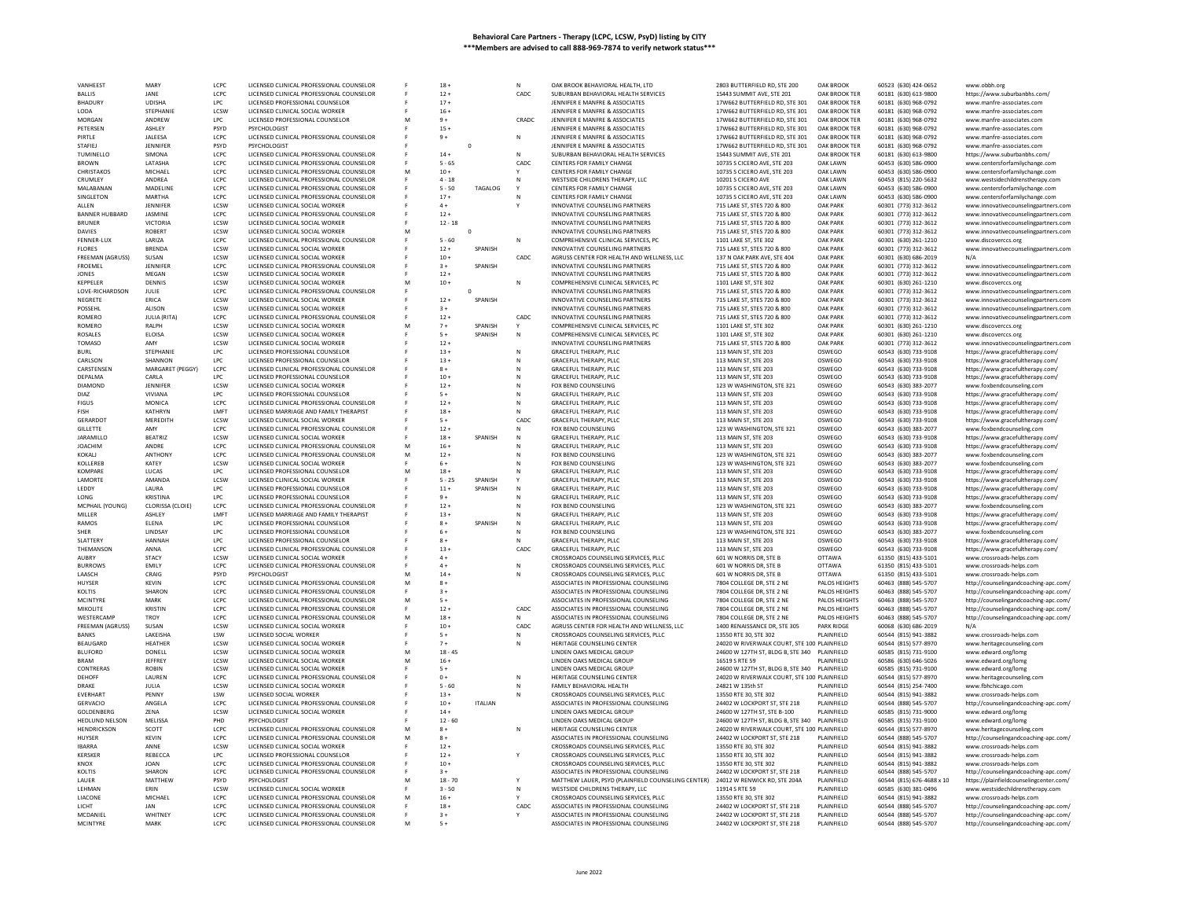**Behavioral Care Partners - Therapy (LCPC, LCSW, PsyD) listing by CITY**
***Members are advised to call 888-969-7874 to verify network status***

| | | | | | | | | | | | | | |
|---|---|---|---|---|---|---|---|---|---|---|---|---|---|
| VANHEEST | MARY | LCPC | LICENSED CLINICAL PROFESSIONAL COUNSELOR | F | 18 + | | N | OAK BROOK BEHAVIORAL HEALTH, LTD | 2803 BUTTERFIELD RD, STE 200 | OAK BROOK | 60523 | (630) 424-0652 | www.obbh.org |
| BALLIS | JANE | LCPC | LICENSED CLINICAL PROFESSIONAL COUNSELOR | F | 12 + | | CADC | SUBURBAN BEHAVIORAL HEALTH SERVICES | 15443 SUMMIT AVE, STE 201 | OAK BROOK TER | 60181 | (630) 613-9800 | https://www.suburbanbhs.com/ |
| BHADURY | UDISHA | LPC | LICENSED PROFESSIONAL COUNSELOR | F | 17 + | | | JENNIFER E MANFRE & ASSOCIATES | 17W662 BUTTERFIELD RD, STE 301 | OAK BROOK TER | 60181 | (630) 968-0792 | www.manfre-associates.com |
| LODA | STEPHANIE | LCSW | LICENSED CLINICAL SOCIAL WORKER | F | 16 + | | | JENNIFER E MANFRE & ASSOCIATES | 17W662 BUTTERFIELD RD, STE 301 | OAK BROOK TER | 60181 | (630) 968-0792 | www.manfre-associates.com |
| MORGAN | ANDREW | LPC | LICENSED PROFESSIONAL COUNSELOR | M | 9 + | | CRADC | JENNIFER E MANFRE & ASSOCIATES | 17W662 BUTTERFIELD RD, STE 301 | OAK BROOK TER | 60181 | (630) 968-0792 | www.manfre-associates.com |
| PETERSEN | ASHLEY | PSYD | PSYCHOLOGIST | F | 15 + | | | JENNIFER E MANFRE & ASSOCIATES | 17W662 BUTTERFIELD RD, STE 301 | OAK BROOK TER | 60181 | (630) 968-0792 | www.manfre-associates.com |
| PIRTLE | JALEESA | LCPC | LICENSED CLINICAL PROFESSIONAL COUNSELOR | F | 9 + | | N | JENNIFER E MANFRE & ASSOCIATES | 17W662 BUTTERFIELD RD, STE 301 | OAK BROOK TER | 60181 | (630) 968-0792 | www.manfre-associates.com |
| STAFIEJ | JENNIFER | PSYD | PSYCHOLOGIST | F | 0 | | | JENNIFER E MANFRE & ASSOCIATES | 17W662 BUTTERFIELD RD, STE 301 | OAK BROOK TER | 60181 | (630) 968-0792 | www.manfre-associates.com |
| TUMINELLO | SIMONA | LCPC | LICENSED CLINICAL PROFESSIONAL COUNSELOR | F | 14 + | | N | SUBURBAN BEHAVIORAL HEALTH SERVICES | 15443 SUMMIT AVE, STE 201 | OAK BROOK TER | 60181 | (630) 613-9800 | https://www.suburbanbhs.com/ |
| BROWN | LATASHA | LCPC | LICENSED CLINICAL PROFESSIONAL COUNSELOR | F | 5 - 65 | | CADC | CENTERS FOR FAMILY CHANGE | 10735 S CICERO AVE, STE 203 | OAK LAWN | 60453 | (630) 586-0900 | www.centersforfamilychange.com |
| CHRISTAKOS | MICHAEL | LCPC | LICENSED CLINICAL PROFESSIONAL COUNSELOR | M | 10 + | | Y | CENTERS FOR FAMILY CHANGE | 10735 S CICERO AVE, STE 203 | OAK LAWN | 60453 | (630) 586-0900 | www.centersforfamilychange.com |
| CRUMLEY | ANDREA | LCPC | LICENSED CLINICAL PROFESSIONAL COUNSELOR | F | 4 - 18 | | N | WESTSIDE CHILDRENS THERAPY, LLC | 10201 S CICERO AVE | OAK LAWN | 60453 | (815) 220-5632 | www.westsidechildrenstherapy.com |
| MALABANAN | MADELINE | LCPC | LICENSED CLINICAL PROFESSIONAL COUNSELOR | F | 5 - 50 | TAGALOG | Y | CENTERS FOR FAMILY CHANGE | 10735 S CICERO AVE, STE 203 | OAK LAWN | 60453 | (630) 586-0900 | www.centersforfamilychange.com |
| SINGLETON | MARTHA | LCPC | LICENSED CLINICAL PROFESSIONAL COUNSELOR | F | 17 + | | N | CENTERS FOR FAMILY CHANGE | 10735 S CICERO AVE, STE 203 | OAK LAWN | 60453 | (630) 586-0900 | www.centersforfamilychange.com |
| ALLEN | JENNIFER | LCSW | LICENSED CLINICAL SOCIAL WORKER | F | 4 + | | Y | INNOVATIVE COUNSELING PARTNERS | 715 LAKE ST, STES 720 & 800 | OAK PARK | 60301 | (773) 312-3612 | www.innovativecounselingpartners.com |
| BANNER HUBBARD | JASMINE | LCPC | LICENSED CLINICAL PROFESSIONAL COUNSELOR | F | 12 + | | | INNOVATIVE COUNSELING PARTNERS | 715 LAKE ST, STES 720 & 800 | OAK PARK | 60301 | (773) 312-3612 | www.innovativecounselingpartners.com |
| BRUNER | VICTORIA | LCSW | LICENSED CLINICAL SOCIAL WORKER | F | 12 - 18 | | | INNOVATIVE COUNSELING PARTNERS | 715 LAKE ST, STES 720 & 800 | OAK PARK | 60301 | (773) 312-3612 | www.innovativecounselingpartners.com |
| DAVIES | ROBERT | LCSW | LICENSED CLINICAL SOCIAL WORKER | M | 0 | | | INNOVATIVE COUNSELING PARTNERS | 715 LAKE ST, STES 720 & 800 | OAK PARK | 60301 | (773) 312-3612 | www.innovativecounselingpartners.com |
| FENNER-LUX | LARIZA | LCPC | LICENSED CLINICAL PROFESSIONAL COUNSELOR | F | 5 - 60 | | N | COMPREHENSIVE CLINICAL SERVICES, PC | 1101 LAKE ST, STE 302 | OAK PARK | 60301 | (630) 261-1210 | www.discoverccs.org |
| FLORES | BRENDA | LCSW | LICENSED CLINICAL SOCIAL WORKER | F | 12 + | SPANISH | | INNOVATIVE COUNSELING PARTNERS | 715 LAKE ST, STES 720 & 800 | OAK PARK | 60301 | (773) 312-3612 | www.innovativecounselingpartners.com |
| FREEMAN (AGRUSS) | SUSAN | LCSW | LICENSED CLINICAL SOCIAL WORKER | F | 10 + | | CADC | AGRUSS CENTER FOR HEALTH AND WELLNESS, LLC | 137 N OAK PARK AVE, STE 404 | OAK PARK | 60301 | (630) 686-2019 | N/A |
| FROEMEL | JENNIFER | LCPC | LICENSED CLINICAL PROFESSIONAL COUNSELOR | F | 3 + | SPANISH | | INNOVATIVE COUNSELING PARTNERS | 715 LAKE ST, STES 720 & 800 | OAK PARK | 60301 | (773) 312-3612 | www.innovativecounselingpartners.com |
| JONES | MEGAN | LCSW | LICENSED CLINICAL SOCIAL WORKER | F | 12 + | | | INNOVATIVE COUNSELING PARTNERS | 715 LAKE ST, STES 720 & 800 | OAK PARK | 60301 | (773) 312-3612 | www.innovativecounselingpartners.com |
| KEPPELER | DENNIS | LCSW | LICENSED CLINICAL SOCIAL WORKER | M | 10 + | | N | COMPREHENSIVE CLINICAL SERVICES, PC | 1101 LAKE ST, STE 302 | OAK PARK | 60301 | (630) 261-1210 | www.discoverccs.org |
| LOVE-RICHARDSON | JULIE | LCPC | LICENSED CLINICAL PROFESSIONAL COUNSELOR | F | 0 | | | INNOVATIVE COUNSELING PARTNERS | 715 LAKE ST, STES 720 & 800 | OAK PARK | 60301 | (773) 312-3612 | www.innovativecounselingpartners.com |
| NEGRETE | ERICA | LCSW | LICENSED CLINICAL SOCIAL WORKER | F | 12 + | SPANISH | | INNOVATIVE COUNSELING PARTNERS | 715 LAKE ST, STES 720 & 800 | OAK PARK | 60301 | (773) 312-3612 | www.innovativecounselingpartners.com |
| POSSEHL | ALISON | LCSW | LICENSED CLINICAL SOCIAL WORKER | F | 3 + | | | INNOVATIVE COUNSELING PARTNERS | 715 LAKE ST, STES 720 & 800 | OAK PARK | 60301 | (773) 312-3612 | www.innovativecounselingpartners.com |
| ROMERO | JULIA (RITA) | LCPC | LICENSED CLINICAL PROFESSIONAL COUNSELOR | F | 12 + | | CADC | INNOVATIVE COUNSELING PARTNERS | 715 LAKE ST, STES 720 & 800 | OAK PARK | 60301 | (773) 312-3612 | www.innovativecounselingpartners.com |
| ROMERO | RALPH | LCSW | LICENSED CLINICAL SOCIAL WORKER | M | 7 + | SPANISH | Y | COMPREHENSIVE CLINICAL SERVICES, PC | 1101 LAKE ST, STE 302 | OAK PARK | 60301 | (630) 261-1210 | www.discoverccs.org |
| ROSALES | ELOISA | LCSW | LICENSED CLINICAL SOCIAL WORKER | F | 5 + | SPANISH | N | COMPREHENSIVE CLINICAL SERVICES, PC | 1101 LAKE ST, STE 302 | OAK PARK | 60301 | (630) 261-1210 | www.discoverccs.org |
| TOMASO | AMY | LCSW | LICENSED CLINICAL SOCIAL WORKER | F | 12 + | | | INNOVATIVE COUNSELING PARTNERS | 715 LAKE ST, STES 720 & 800 | OAK PARK | 60301 | (773) 312-3612 | www.innovativecounselingpartners.com |
| BURL | STEPHANIE | LPC | LICENSED PROFESSIONAL COUNSELOR | F | 13 + | | N | GRACEFUL THERAPY, PLLC | 113 MAIN ST, STE 203 | OSWEGO | 60543 | (630) 733-9108 | https://www.gracefultherapy.com/ |
| CARLSON | SHANNON | LPC | LICENSED PROFESSIONAL COUNSELOR | F | 13 + | | N | GRACEFUL THERAPY, PLLC | 113 MAIN ST, STE 203 | OSWEGO | 60543 | (630) 733-9108 | https://www.gracefultherapy.com/ |
| CARSTENSEN | MARGARET (PEGGY) | LCPC | LICENSED CLINICAL PROFESSIONAL COUNSELOR | F | 8 + | | N | GRACEFUL THERAPY, PLLC | 113 MAIN ST, STE 203 | OSWEGO | 60543 | (630) 733-9108 | https://www.gracefultherapy.com/ |
| DEPALMA | CARLA | LPC | LICENSED PROFESSIONAL COUNSELOR | F | 10 + | | N | GRACEFUL THERAPY, PLLC | 113 MAIN ST, STE 203 | OSWEGO | 60543 | (630) 733-9108 | https://www.gracefultherapy.com/ |
| DIAMOND | JENNIFER | LCSW | LICENSED CLINICAL SOCIAL WORKER | F | 12 + | | N | FOX BEND COUNSELING | 123 W WASHINGTON, STE 321 | OSWEGO | 60543 | (630) 383-2077 | www.foxbendcounseling.com |
| DIAZ | VIVIANA | LPC | LICENSED PROFESSIONAL COUNSELOR | F | 5 + | | N | GRACEFUL THERAPY, PLLC | 113 MAIN ST, STE 203 | OSWEGO | 60543 | (630) 733-9108 | https://www.gracefultherapy.com/ |
| FIGUS | MONICA | LCPC | LICENSED CLINICAL PROFESSIONAL COUNSELOR | F | 12 + | | N | GRACEFUL THERAPY, PLLC | 113 MAIN ST, STE 203 | OSWEGO | 60543 | (630) 733-9108 | https://www.gracefultherapy.com/ |
| FISH | KATHRYN | LMFT | LICENSED MARRIAGE AND FAMILY THERAPIST | F | 18 + | | N | GRACEFUL THERAPY, PLLC | 113 MAIN ST, STE 203 | OSWEGO | 60543 | (630) 733-9108 | https://www.gracefultherapy.com/ |
| GERARDOT | MEREDITH | LCSW | LICENSED CLINICAL SOCIAL WORKER | F | 5 + | | CADC | GRACEFUL THERAPY, PLLC | 113 MAIN ST, STE 203 | OSWEGO | 60543 | (630) 733-9108 | https://www.gracefultherapy.com/ |
| GILLETTE | AMY | LCPC | LICENSED CLINICAL PROFESSIONAL COUNSELOR | F | 12 + | | N | FOX BEND COUNSELING | 123 W WASHINGTON, STE 321 | OSWEGO | 60543 | (630) 383-2077 | www.foxbendcounseling.com |
| JARAMILLO | BEATRIZ | LCSW | LICENSED CLINICAL SOCIAL WORKER | F | 18 + | SPANISH | N | GRACEFUL THERAPY, PLLC | 113 MAIN ST, STE 203 | OSWEGO | 60543 | (630) 733-9108 | https://www.gracefultherapy.com/ |
| JOACHIM | ANDRE | LCPC | LICENSED CLINICAL PROFESSIONAL COUNSELOR | M | 16 + | | N | GRACEFUL THERAPY, PLLC | 113 MAIN ST, STE 203 | OSWEGO | 60543 | (630) 733-9108 | https://www.gracefultherapy.com/ |
| KOKALJ | ANTHONY | LCPC | LICENSED CLINICAL PROFESSIONAL COUNSELOR | M | 12 + | | N | FOX BEND COUNSELING | 123 W WASHINGTON, STE 321 | OSWEGO | 60543 | (630) 383-2077 | www.foxbendcounseling.com |
| KOLLEREB | KATEY | LCSW | LICENSED CLINICAL SOCIAL WORKER | F | 6 + | | N | FOX BEND COUNSELING | 123 W WASHINGTON, STE 321 | OSWEGO | 60543 | (630) 383-2077 | www.foxbendcounseling.com |
| KOMPARE | LUCAS | LPC | LICENSED PROFESSIONAL COUNSELOR | M | 18 + | | N | GRACEFUL THERAPY, PLLC | 113 MAIN ST, STE 203 | OSWEGO | 60543 | (630) 733-9108 | https://www.gracefultherapy.com/ |
| LAMORTE | AMANDA | LCSW | LICENSED CLINICAL SOCIAL WORKER | F | 5 - 25 | SPANISH | Y | GRACEFUL THERAPY, PLLC | 113 MAIN ST, STE 203 | OSWEGO | 60543 | (630) 733-9108 | https://www.gracefultherapy.com/ |
| LEDDY | LAURA | LPC | LICENSED PROFESSIONAL COUNSELOR | F | 11 + | SPANISH | N | GRACEFUL THERAPY, PLLC | 113 MAIN ST, STE 203 | OSWEGO | 60543 | (630) 733-9108 | https://www.gracefultherapy.com/ |
| LONG | KRISTINA | LPC | LICENSED PROFESSIONAL COUNSELOR | F | 9 + | | N | GRACEFUL THERAPY, PLLC | 113 MAIN ST, STE 203 | OSWEGO | 60543 | (630) 733-9108 | https://www.gracefultherapy.com/ |
| MCPHAIL (YOUNG) | CLORISSA (CLOIE) | LCPC | LICENSED CLINICAL PROFESSIONAL COUNSELOR | F | 12 + | | N | FOX BEND COUNSELING | 123 W WASHINGTON, STE 321 | OSWEGO | 60543 | (630) 383-2077 | www.foxbendcounseling.com |
| MILLER | ASHLEY | LMFT | LICENSED MARRIAGE AND FAMILY THERAPIST | F | 13 + | | N | GRACEFUL THERAPY, PLLC | 113 MAIN ST, STE 203 | OSWEGO | 60543 | (630) 733-9108 | https://www.gracefultherapy.com/ |
| RAMOS | ELENA | LPC | LICENSED PROFESSIONAL COUNSELOR | F | 8 + | SPANISH | N | GRACEFUL THERAPY, PLLC | 113 MAIN ST, STE 203 | OSWEGO | 60543 | (630) 733-9108 | https://www.gracefultherapy.com/ |
| SHER | LINDSAY | LPC | LICENSED PROFESSIONAL COUNSELOR | F | 6 + | | N | FOX BEND COUNSELING | 123 W WASHINGTON, STE 321 | OSWEGO | 60543 | (630) 383-2077 | www.foxbendcounseling.com |
| SLATTERY | HANNAH | LPC | LICENSED PROFESSIONAL COUNSELOR | F | 8 + | | N | GRACEFUL THERAPY, PLLC | 113 MAIN ST, STE 203 | OSWEGO | 60543 | (630) 733-9108 | https://www.gracefultherapy.com/ |
| THEMANSON | ANNA | LCPC | LICENSED CLINICAL PROFESSIONAL COUNSELOR | F | 13 + | | CADC | GRACEFUL THERAPY, PLLC | 113 MAIN ST, STE 203 | OSWEGO | 60543 | (630) 733-9108 | https://www.gracefultherapy.com/ |
| AUBRY | STACY | LCSW | LICENSED CLINICAL SOCIAL WORKER | F | 4 + | | | CROSSROADS COUNSELING SERVICES, PLLC | 601 W NORRIS DR, STE B | OTTAWA | 61350 | (815) 433-5101 | www.crossroads-helps.com |
| BURROWS | EMILY | LCPC | LICENSED CLINICAL PROFESSIONAL COUNSELOR | F | 4 + | | N | CROSSROADS COUNSELING SERVICES, PLLC | 601 W NORRIS DR, STE B | OTTAWA | 61350 | (815) 433-5101 | www.crossroads-helps.com |
| LAASCH | CRAIG | PSYD | PSYCHOLOGIST | M | 14 + | | N | CROSSROADS COUNSELING SERVICES, PLLC | 601 W NORRIS DR, STE B | OTTAWA | 61350 | (815) 433-5101 | www.crossroads-helps.com |
| HUYSER | KEVIN | LCPC | LICENSED CLINICAL PROFESSIONAL COUNSELOR | M | 8 + | | | ASSOCIATES IN PROFESSIONAL COUNSELING | 7804 COLLEGE DR, STE 2 NE | PALOS HEIGHTS | 60463 | (888) 545-5707 | http://counselingandcoaching-apc.com/ |
| KOLTIS | SHARON | LCPC | LICENSED CLINICAL PROFESSIONAL COUNSELOR | F | 3 + | | | ASSOCIATES IN PROFESSIONAL COUNSELING | 7804 COLLEGE DR, STE 2 NE | PALOS HEIGHTS | 60463 | (888) 545-5707 | http://counselingandcoaching-apc.com/ |
| MCINTYRE | MARK | LCPC | LICENSED CLINICAL PROFESSIONAL COUNSELOR | M | 5 + | | | ASSOCIATES IN PROFESSIONAL COUNSELING | 7804 COLLEGE DR, STE 2 NE | PALOS HEIGHTS | 60463 | (888) 545-5707 | http://counselingandcoaching-apc.com/ |
| MIKOLITE | KRISTIN | LCPC | LICENSED CLINICAL PROFESSIONAL COUNSELOR | F | 12 + | | CADC | ASSOCIATES IN PROFESSIONAL COUNSELING | 7804 COLLEGE DR, STE 2 NE | PALOS HEIGHTS | 60463 | (888) 545-5707 | http://counselingandcoaching-apc.com/ |
| WESTERCAMP | TROY | LCPC | LICENSED CLINICAL PROFESSIONAL COUNSELOR | M | 18 + | | N | ASSOCIATES IN PROFESSIONAL COUNSELING | 7804 COLLEGE DR, STE 2 NE | PALOS HEIGHTS | 60463 | (888) 545-5707 | http://counselingandcoaching-apc.com/ |
| FREEMAN (AGRUSS) | SUSAN | LCSW | LICENSED CLINICAL SOCIAL WORKER | F | 10 + | | CADC | AGRUSS CENTER FOR HEALTH AND WELLNESS, LLC | 1400 RENAISSANCE DR, STE 305 | PARK RIDGE | 60068 | (630) 686-2019 | N/A |
| BANKS | LAKEISHA | LSW | LICENSED SOCIAL WORKER | F | 5 + | | N | CROSSROADS COUNSELING SERVICES, PLLC | 13550 RTE 30, STE 302 | PLAINFIELD | 60544 | (815) 941-3882 | www.crossroads-helps.com |
| BEAUGARD | HEATHER | LCSW | LICENSED CLINICAL SOCIAL WORKER | F | 7 + | | N | HERITAGE COUNSELING CENTER | 24020 W RIVERWALK COURT, STE 100 | PLAINFIELD | 60544 | (815) 577-8970 | www.heritagecounseling.com |
| BLUFORD | DONELL | LCSW | LICENSED CLINICAL SOCIAL WORKER | M | 18 - 45 | | | LINDEN OAKS MEDICAL GROUP | 24600 W 127TH ST, BLDG B, STE 340 | PLAINFIELD | 60585 | (815) 731-9100 | www.edward.org/lomg |
| BRAM | JEFFREY | LCSW | LICENSED CLINICAL SOCIAL WORKER | M | 16 + | | | LINDEN OAKS MEDICAL GROUP | 16519 S RTE 59 | PLAINFIELD | 60586 | (630) 646-5026 | www.edward.org/lomg |
| CONTRERAS | ROBIN | LCSW | LICENSED CLINICAL SOCIAL WORKER | F | 5 + | | | LINDEN OAKS MEDICAL GROUP | 24600 W 127TH ST, BLDG B, STE 340 | PLAINFIELD | 60585 | (815) 731-9100 | www.edward.org/lomg |
| DEHOFF | LAUREN | LCPC | LICENSED CLINICAL PROFESSIONAL COUNSELOR | F | 0 + | | N | HERITAGE COUNSELING CENTER | 24020 W RIVERWALK COURT, STE 100 | PLAINFIELD | 60544 | (815) 577-8970 | www.heritagecounseling.com |
| DRAKE | JULIA | LCSW | LICENSED CLINICAL SOCIAL WORKER | F | 5 - 60 | | N | FAMILY BEHAVIORAL HEALTH | 24821 W 135th ST | PLAINFIELD | 60544 | (815) 254-7400 | www.fbhchicago.com |
| EVERHART | PENNY | LSW | LICENSED SOCIAL WORKER | F | 13 + | | N | CROSSROADS COUNSELING SERVICES, PLLC | 13550 RTE 30, STE 302 | PLAINFIELD | 60544 | (815) 941-3882 | www.crossroads-helps.com |
| GERVACIO | ANGELA | LCPC | LICENSED CLINICAL PROFESSIONAL COUNSELOR | F | 10 + | ITALIAN | | ASSOCIATES IN PROFESSIONAL COUNSELING | 24402 W LOCKPORT ST, STE 218 | PLAINFIELD | 60544 | (888) 545-5707 | http://counselingandcoaching-apc.com/ |
| GOLDENBERG | ZENA | LCSW | LICENSED CLINICAL SOCIAL WORKER | F | 14 + | | | LINDEN OAKS MEDICAL GROUP | 24600 W 127TH ST, STE B-100 | PLAINFIELD | 60585 | (815) 731-9000 | www.edward.org/lomg |
| HEDLUND NELSON | MELISSA | PHD | PSYCHOLOGIST | F | 12 - 60 | | | LINDEN OAKS MEDICAL GROUP | 24600 W 127TH ST, BLDG B, STE 340 | PLAINFIELD | 60585 | (815) 731-9100 | www.edward.org/lomg |
| HENDRICKSON | SCOTT | LCPC | LICENSED CLINICAL PROFESSIONAL COUNSELOR | M | 8 + | | N | HERITAGE COUNSELING CENTER | 24020 W RIVERWALK COURT, STE 100 | PLAINFIELD | 60544 | (815) 577-8970 | www.heritagecounseling.com |
| HUYSER | KEVIN | LCPC | LICENSED CLINICAL PROFESSIONAL COUNSELOR | M | 8 + | | | ASSOCIATES IN PROFESSIONAL COUNSELING | 24402 W LOCKPORT ST, STE 218 | PLAINFIELD | 60544 | (888) 545-5707 | http://counselingandcoaching-apc.com/ |
| IBARRA | ANNE | LCSW | LICENSED CLINICAL SOCIAL WORKER | F | 12 + | | | CROSSROADS COUNSELING SERVICES, PLLC | 13550 RTE 30, STE 302 | PLAINFIELD | 60544 | (815) 941-3882 | www.crossroads-helps.com |
| KERSKER | REBECCA | LPC | LICENSED PROFESSIONAL COUNSELOR | F | 12 + | | Y | CROSSROADS COUNSELING SERVICES, PLLC | 13550 RTE 30, STE 302 | PLAINFIELD | 60544 | (815) 941-3882 | www.crossroads-helps.com |
| KNOX | JOAN | LCPC | LICENSED CLINICAL PROFESSIONAL COUNSELOR | F | 10 + | | | CROSSROADS COUNSELING SERVICES, PLLC | 13550 RTE 30, STE 302 | PLAINFIELD | 60544 | (815) 941-3882 | www.crossroads-helps.com |
| KOLTIS | SHARON | LCPC | LICENSED CLINICAL PROFESSIONAL COUNSELOR | F | 3 + | | | ASSOCIATES IN PROFESSIONAL COUNSELING | 24402 W LOCKPORT ST, STE 218 | PLAINFIELD | 60544 | (888) 545-5707 | http://counselingandcoaching-apc.com/ |
| LAUER | MATTHEW | PSYD | PSYCHOLOGIST | M | 18 - 70 | | Y | MATTHEW LAUER, PSYD (PLAINFIELD COUNSELING CENTER) | 24012 W RENWICK RD, STE 204A | PLAINFIELD | 60544 | (815) 676-4688 x 10 | https://plainfieldcounselingcenter.com/ |
| LEHMAN | ERIN | LCSW | LICENSED CLINICAL SOCIAL WORKER | F | 3 - 50 | | N | WESTSIDE CHILDRENS THERAPY, LLC | 11914 S RTE 59 | PLAINFIELD | 60585 | (630) 381-0496 | www.westsidechildrenstherapy.com |
| LIACONE | MICHAEL | LCPC | LICENSED CLINICAL PROFESSIONAL COUNSELOR | M | 16 + | | Y | CROSSROADS COUNSELING SERVICES, PLLC | 13550 RTE 30, STE 302 | PLAINFIELD | 60544 | (815) 941-3882 | www.crossroads-helps.com |
| LICHT | JAN | LCPC | LICENSED CLINICAL PROFESSIONAL COUNSELOR | F | 18 + | | CADC | ASSOCIATES IN PROFESSIONAL COUNSELING | 24402 W LOCKPORT ST, STE 218 | PLAINFIELD | 60544 | (888) 545-5707 | http://counselingandcoaching-apc.com/ |
| MCDANIEL | WHITNEY | LCPC | LICENSED CLINICAL PROFESSIONAL COUNSELOR | F | 3 + | | Y | ASSOCIATES IN PROFESSIONAL COUNSELING | 24402 W LOCKPORT ST, STE 218 | PLAINFIELD | 60544 | (888) 545-5707 | http://counselingandcoaching-apc.com/ |
| MCINTYRE | MARK | LCPC | LICENSED CLINICAL PROFESSIONAL COUNSELOR | M | 5 + | | | ASSOCIATES IN PROFESSIONAL COUNSELING | 24402 W LOCKPORT ST, STE 218 | PLAINFIELD | 60544 | (888) 545-5707 | http://counselingandcoaching-apc.com/ |

June 2022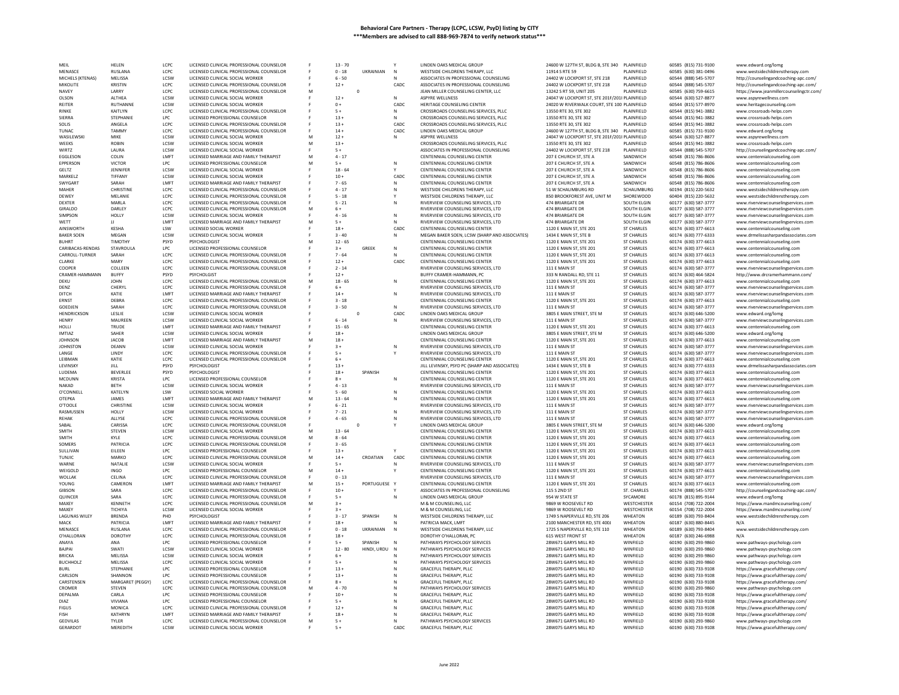# Behavioral Care Partners - Therapy (LCPC, LCSW, PsyD) listing by CITY

**\*\*\*Members are advised to call 888-969-7874 to verify network status\*\*\***

| Last Name | First Name | License | License Description | Gender | Ages | Language | CADC | Practice | Address | City | Zip | Phone | Website |
|---|---|---|---|---|---|---|---|---|---|---|---|---|---|
| MEIL | HELEN | LCPC | LICENSED CLINICAL PROFESSIONAL COUNSELOR | F | 13 - 70 | | Y | LINDEN OAKS MEDICAL GROUP | 24600 W 127TH ST, BLDG B, STE 340 | PLAINFIELD | 60585 | (815) 731-9100 | www.edward.org/lomg |
| MENASCE | RUSLANA | LCPC | LICENSED CLINICAL PROFESSIONAL COUNSELOR | F | 0 - 18 | UKRAINIAN | N | WESTSIDE CHILDRENS THERAPY, LLC | 11914 S RTE 59 | PLAINFIELD | 60585 | (630) 381-0496 | www.westsidechildrenstherapy.com |
| MICHELS (KTENAS) | MELISSA | LCSW | LICENSED CLINICAL SOCIAL WORKER | F | 6 - 50 | | N | ASSOCIATES IN PROFESSIONAL COUNSELING | 24402 W LOCKPORT ST, STE 218 | PLAINFIELD | 60544 | (888) 545-5707 | http://counselingandcoaching-apc.com/ |
| MIKOLITE | KRISTIN | LCPC | LICENSED CLINICAL PROFESSIONAL COUNSELOR | F | 12 + | | CADC | ASSOCIATES IN PROFESSIONAL COUNSELING | 24402 W LOCKPORT ST, STE 218 | PLAINFIELD | 60544 | (888) 545-5707 | http://counselingandcoaching-apc.com/ |
| NAVEY | LARRY | LCPC | LICENSED CLINICAL PROFESSIONAL COUNSELOR | M | 0 | | | JEAN MILLER COUNSELING CENTER, LLC | 13242 S RT 59, UNIT 205 | PLAINFIELD | 60585 | (815) 759-6615 | https://www.jeanmillercounselingctr.com/ |
| OLSON | ALTHEA | LCSW | LICENSED CLINICAL SOCIAL WORKER | F | 12 + | | N | ASPYRE WELLNESS | 24047 W LOCKPORT ST, STE 201F/201I | PLAINFIELD | 60544 | (630) 527-8877 | www.aspyrewellness.com |
| REITER | RUTHANNE | LCSW | LICENSED CLINICAL SOCIAL WORKER | F | 0 + | | CADC | HERITAGE COUNSELING CENTER | 24020 W RIVERWALK COURT, STE 100 | PLAINFIELD | 60544 | (815) 577-8970 | www.heritagecounseling.com |
| RINKE | KAITLYN | LCPC | LICENSED CLINICAL PROFESSIONAL COUNSELOR | F | 5 + | | N | CROSSROADS COUNSELING SERVICES, PLLC | 13550 RTE 30, STE 302 | PLAINFIELD | 60544 | (815) 941-3882 | www.crossroads-helps.com |
| SIERRA | STEPHANIE | LPC | LICENSED PROFESSIONAL COUNSELOR | F | 13 + | | N | CROSSROADS COUNSELING SERVICES, PLLC | 13550 RTE 30, STE 302 | PLAINFIELD | 60544 | (815) 941-3882 | www.crossroads-helps.com |
| SOLIS | ANGELA | LCPC | LICENSED CLINICAL PROFESSIONAL COUNSELOR | F | 13 + | | CADC | CROSSROADS COUNSELING SERVICES, PLLC | 13550 RTE 30, STE 302 | PLAINFIELD | 60544 | (815) 941-3882 | www.crossroads-helps.com |
| TUNAC | TAMMY | LCPC | LICENSED CLINICAL PROFESSIONAL COUNSELOR | F | 14 + | | CADC | LINDEN OAKS MEDICAL GROUP | 24600 W 127TH ST, BLDG B, STE 340 | PLAINFIELD | 60585 | (815) 731-9100 | www.edward.org/lomg |
| WASILEWSKI | MIKE | LCSW | LICENSED CLINICAL SOCIAL WORKER | M | 12 + | | N | ASPYRE WELLNESS | 24047 W LOCKPORT ST, STE 201F/201I | PLAINFIELD | 60544 | (630) 527-8877 | www.aspyrewellness.com |
| WEEKS | ROBIN | LCSW | LICENSED CLINICAL SOCIAL WORKER | M | 13 + | | | CROSSROADS COUNSELING SERVICES, PLLC | 13550 RTE 30, STE 302 | PLAINFIELD | 60544 | (815) 941-3882 | www.crossroads-helps.com |
| WIRTZ | LAURA | LCSW | LICENSED CLINICAL SOCIAL WORKER | F | 5 + | | N | ASSOCIATES IN PROFESSIONAL COUNSELING | 24402 W LOCKPORT ST, STE 218 | PLAINFIELD | 60544 | (888) 545-5707 | http://counselingandcoaching-apc.com/ |
| EGGLESON | COLIN | LMFT | LICENSED MARRIAGE AND FAMILY THERAPIST | M | 4 - 17 | | | CENTENNIAL COUNSELING CENTER | 207 E CHURCH ST, STE A | SANDWICH | 60548 | (815) 786-8606 | www.centennialcounseling.com |
| EPPERSON | VICTOR | LPC | LICENSED PROFESSIONAL COUNSELOR | M | 5 + | | N | CENTENNIAL COUNSELING CENTER | 207 E CHURCH ST, STE A | SANDWICH | 60548 | (815) 786-8606 | www.centennialcounseling.com |
| GELTZ | JENNIFER | LCSW | LICENSED CLINICAL SOCIAL WORKER | F | 18 - 64 | | Y | CENTENNIAL COUNSELING CENTER | 207 E CHURCH ST, STE A | SANDWICH | 60548 | (815) 786-8606 | www.centennialcounseling.com |
| MARKELZ | TIFFANY | LCSW | LICENSED CLINICAL SOCIAL WORKER | F | 10 + | | CADC | CENTENNIAL COUNSELING CENTER | 207 E CHURCH ST, STE A | SANDWICH | 60548 | (815) 786-8606 | www.centennialcounseling.com |
| SWYGART | SARAH | LMFT | LICENSED MARRIAGE AND FAMILY THERAPIST | F | 7 - 65 | | N | CENTENNIAL COUNSELING CENTER | 207 E CHURCH ST, STE A | SANDWICH | 60548 | (815) 786-8606 | www.centennialcounseling.com |
| MAHER | CHRISTINE | LCPC | LICENSED CLINICAL PROFESSIONAL COUNSELOR | F | 4 - 17 | | N | WESTSIDE CHILDRENS THERAPY, LLC | 51 W SCHAUMBURG RD | SCHAUMBURG | 60194 | (815) 220-5632 | www.westsidechildrenstherapy.com |
| DEWEY | MELANIE | LCPC | LICENSED CLINICAL PROFESSIONAL COUNSELOR | F | 5 - 18 | | Y | WESTSIDE CHILDRENS THERAPY, LLC | 850 BROOKFOREST AVE, UNIT M | SHOREWOOD | 60404 | (815) 220-5632 | www.westsidechildrenstherapy.com |
| DEXTER | MARLA | LCPC | LICENSED CLINICAL PROFESSIONAL COUNSELOR | F | 5 - 21 | | N | RIVERVIEW COUNSELING SERVICES, LTD | 474 BRIARGATE DR | SOUTH ELGIN | 60177 | (630) 587-3777 | www.riverviewcounselingservices.com |
| GIRALDO | DARLEY | LCPC | LICENSED CLINICAL PROFESSIONAL COUNSELOR | M | 6 + | | | RIVERVIEW COUNSELING SERVICES, LTD | 474 BRIARGATE DR | SOUTH ELGIN | 60177 | (630) 587-3777 | www.riverviewcounselingservices.com |
| SIMPSON | HOLLY | LCSW | LICENSED CLINICAL SOCIAL WORKER | F | 4 - 16 | | N | RIVERVIEW COUNSELING SERVICES, LTD | 474 BRIARGATE DR | SOUTH ELGIN | 60177 | (630) 587-3777 | www.riverviewcounselingservices.com |
| WETT | JJ | LMFT | LICENSED MARRIAGE AND FAMILY THERAPIST | M | 5 + | | N | RIVERVIEW COUNSELING SERVICES, LTD | 474 BRIARGATE DR | SOUTH ELGIN | 60177 | (630) 587-3777 | www.riverviewcounselingservices.com |
| AINSWORTH | KESHA | LSW | LICENSED SOCIAL WORKER | F | 18 + | | CADC | CENTENNIAL COUNSELING CENTER | 1120 E MAIN ST, STE 201 | ST CHARLES | 60174 | (630) 377-6613 | www.centennialcounseling.com |
| BAKER SOEN | MEGAN | LCSW | LICENSED CLINICAL SOCIAL WORKER | F | 3 - 40 | | N | MEGAN BAKER SOEN, LCSW (SHARP AND ASSOCIATES) | 1434 E MAIN ST, STE B | ST CHARLES | 60174 | (630) 777-6333 | www.drmelissasharpandassociates.com |
| BUHRT | TIMOTHY | PSYD | PSYCHOLOGIST | M | 12 - 65 | | | CENTENNIAL COUNSELING CENTER | 1120 E MAIN ST, STE 201 | ST CHARLES | 60174 | (630) 377-6613 | www.centennialcounseling.com |
| CARIBACAS-RENDAS | STAVROULA | LPC | LICENSED PROFESSIONAL COUNSELOR | F | 3 + | GREEK | N | CENTENNIAL COUNSELING CENTER | 1120 E MAIN ST, STE 201 | ST CHARLES | 60174 | (630) 377-6613 | www.centennialcounseling.com |
| CARROLL-TURNER | SARAH | LCPC | LICENSED CLINICAL PROFESSIONAL COUNSELOR | F | 7 - 64 | | N | CENTENNIAL COUNSELING CENTER | 1120 E MAIN ST, STE 201 | ST CHARLES | 60174 | (630) 377-6613 | www.centennialcounseling.com |
| CLARKE | MARY | LCPC | LICENSED CLINICAL PROFESSIONAL COUNSELOR | F | 12 + | | CADC | CENTENNIAL COUNSELING CENTER | 1120 E MAIN ST, STE 201 | ST CHARLES | 60174 | (630) 377-6613 | www.centennialcounseling.com |
| COOPER | COLLEEN | LCPC | LICENSED CLINICAL PROFESSIONAL COUNSELOR | F | 2 - 14 | | | RIVERVIEW COUNSELING SERVICES, LTD | 111 E MAIN ST | ST CHARLES | 60174 | (630) 587-3777 | www.riverviewcounselingservices.com |
| CRAMER-HAMMANN | BUFFY | PSYD | PSYCHOLOGIST | F | 12 + | | | BUFFY CRAMER-HAMMANN, PC | 333 N RANDALL RD, STE 11 | ST CHARLES | 60174 | (630) 464-5824 | http://www.drcramerhammann.com/ |
| DEKU | JOHN | LCPC | LICENSED CLINICAL PROFESSIONAL COUNSELOR | M | 18 - 65 | | N | CENTENNIAL COUNSELING CENTER | 1120 E MAIN ST, STE 201 | ST CHARLES | 60174 | (630) 377-6613 | www.centennialcounseling.com |
| DENZ | CHERYL | LCPC | LICENSED CLINICAL PROFESSIONAL COUNSELOR | F | 6 + | | | RIVERVIEW COUNSELING SERVICES, LTD | 111 E MAIN ST | ST CHARLES | 60174 | (630) 587-3777 | www.riverviewcounselingservices.com |
| DITCH | KATIE | LMFT | LICENSED MARRIAGE AND FAMILY THERAPIST | F | 14 + | | N | RIVERVIEW COUNSELING SERVICES, LTD | 111 E MAIN ST | ST CHARLES | 60174 | (630) 587-3777 | www.riverviewcounselingservices.com |
| ERNST | DEBRA | LCPC | LICENSED CLINICAL PROFESSIONAL COUNSELOR | F | 3 - 18 | | | CENTENNIAL COUNSELING CENTER | 1120 E MAIN ST, STE 201 | ST CHARLES | 60174 | (630) 377-6613 | www.centennialcounseling.com |
| GOEDJEN | SARAH | LCPC | LICENSED CLINICAL PROFESSIONAL COUNSELOR | F | 3 - 50 | | N | RIVERVIEW COUNSELING SERVICES, LTD | 111 E MAIN ST | ST CHARLES | 60174 | (630) 587-3777 | www.riverviewcounselingservices.com |
| HENDRICKSON | LESLIE | LCSW | LICENSED CLINICAL SOCIAL WORKER | F | 0 | | CADC | LINDEN OAKS MEDICAL GROUP | 3805 E MAIN STREET, STE M | ST CHARLES | 60174 | (630) 646-5200 | www.edward.org/lomg |
| HENRY | MAUREEN | LCSW | LICENSED CLINICAL SOCIAL WORKER | F | 6 - 14 | | N | RIVERVIEW COUNSELING SERVICES, LTD | 111 E MAIN ST | ST CHARLES | 60174 | (630) 587-3777 | www.riverviewcounselingservices.com |
| HOLLI | TRUDE | LMFT | LICENSED MARRIAGE AND FAMILY THERAPIST | F | 15 - 65 | | | CENTENNIAL COUNSELING CENTER | 1120 E MAIN ST, STE 201 | ST CHARLES | 60174 | (630) 377-6613 | www.centennialcounseling.com |
| IMTIAZ | SAHER | LCSW | LICENSED CLINICAL SOCIAL WORKER | F | 18 + | | | LINDEN OAKS MEDICAL GROUP | 3805 E MAIN STREET, STE M | ST CHARLES | 60174 | (630) 646-5200 | www.edward.org/lomg |
| JOHNSON | JACOB | LMFT | LICENSED MARRIAGE AND FAMILY THERAPIST | M | 18 + | | | CENTENNIAL COUNSELING CENTER | 1120 E MAIN ST, STE 201 | ST CHARLES | 60174 | (630) 377-6613 | www.centennialcounseling.com |
| JOHNSTON | DEANN | LCSW | LICENSED CLINICAL SOCIAL WORKER | F | 3 + | | N | RIVERVIEW COUNSELING SERVICES, LTD | 111 E MAIN ST | ST CHARLES | 60174 | (630) 587-3777 | www.riverviewcounselingservices.com |
| LANGE | LINDY | LCPC | LICENSED CLINICAL PROFESSIONAL COUNSELOR | F | 5 + | | Y | RIVERVIEW COUNSELING SERVICES, LTD | 111 E MAIN ST | ST CHARLES | 60174 | (630) 587-3777 | www.riverviewcounselingservices.com |
| LEIBMAN | KATIE | LCPC | LICENSED CLINICAL PROFESSIONAL COUNSELOR | F | 6 + | | | CENTENNIAL COUNSELING CENTER | 1120 E MAIN ST, STE 201 | ST CHARLES | 60174 | (630) 377-6613 | www.centennialcounseling.com |
| LEVINSKY | JILL | PSYD | PSYCHOLOGIST | F | 13 + | | | JILL LEVINSKY, PSYD PC (SHARP AND ASSOCIATES) | 1434 E MAIN ST, STE B | ST CHARLES | 60174 | (630) 777-6333 | www.drmelissasharpandassociates.com |
| LUDEMA | BEVERLEE | PSYD | PSYCHOLOGIST | F | 18 + | SPANISH | | CENTENNIAL COUNSELING CENTER | 1120 E MAIN ST, STE 201 | ST CHARLES | 60174 | (630) 377-6613 | www.centennialcounseling.com |
| MCDUNN | KRISTA | LPC | LICENSED PROFESSIONAL COUNSELOR | F | 8 + | | N | CENTENNIAL COUNSELING CENTER | 1120 E MAIN ST, STE 201 | ST CHARLES | 60174 | (630) 377-6613 | www.centennialcounseling.com |
| NAKAD | BETH | LCSW | LICENSED CLINICAL SOCIAL WORKER | F | 4 - 13 | | | RIVERVIEW COUNSELING SERVICES, LTD | 111 E MAIN ST | ST CHARLES | 60174 | (630) 587-3777 | www.riverviewcounselingservices.com |
| O'CONNELL | KATELYN | LSW | LICENSED SOCIAL WORKER | F | 5 - 60 | | N | CENTENNIAL COUNSELING CENTER | 1120 E MAIN ST, STE 201 | ST CHARLES | 60174 | (630) 377-6613 | www.centennialcounseling.com |
| OTEPKA | JAMES | LMFT | LICENSED MARRIAGE AND FAMILY THERAPIST | M | 13 - 64 | | N | CENTENNIAL COUNSELING CENTER | 1120 E MAIN ST, STE 201 | ST CHARLES | 60174 | (630) 377-6613 | www.centennialcounseling.com |
| O'TOOLE | CHRISTINE | LCSW | LICENSED CLINICAL SOCIAL WORKER | F | 6 - 21 | | | RIVERVIEW COUNSELING SERVICES, LTD | 111 E MAIN ST | ST CHARLES | 60174 | (630) 587-3777 | www.riverviewcounselingservices.com |
| RASMUSSEN | HOLLY | LCSW | LICENSED CLINICAL SOCIAL WORKER | F | 7 - 21 | | N | RIVERVIEW COUNSELING SERVICES, LTD | 111 E MAIN ST | ST CHARLES | 60174 | (630) 587-3777 | www.riverviewcounselingservices.com |
| REHAK | ALLYSE | LCPC | LICENSED CLINICAL PROFESSIONAL COUNSELOR | F | 4 - 65 | | N | RIVERVIEW COUNSELING SERVICES, LTD | 111 E MAIN ST | ST CHARLES | 60174 | (630) 587-3777 | www.riverviewcounselingservices.com |
| SABAL | CARISSA | LCPC | LICENSED CLINICAL PROFESSIONAL COUNSELOR | F | 0 | | Y | LINDEN OAKS MEDICAL GROUP | 3805 E MAIN STREET, STE M | ST CHARLES | 60174 | (630) 646-5200 | www.edward.org/lomg |
| SMITH | STEVEN | LCSW | LICENSED CLINICAL SOCIAL WORKER | M | 13 - 64 | | N | CENTENNIAL COUNSELING CENTER | 1120 E MAIN ST, STE 201 | ST CHARLES | 60174 | (630) 377-6613 | www.centennialcounseling.com |
| SMITH | KYLE | LCPC | LICENSED CLINICAL PROFESSIONAL COUNSELOR | M | 8 - 64 | | N | CENTENNIAL COUNSELING CENTER | 1120 E MAIN ST, STE 201 | ST CHARLES | 60174 | (630) 377-6613 | www.centennialcounseling.com |
| SOMERS | PATRICIA | LCPC | LICENSED CLINICAL PROFESSIONAL COUNSELOR | F | 3 - 65 | | | CENTENNIAL COUNSELING CENTER | 1120 E MAIN ST, STE 201 | ST CHARLES | 60174 | (630) 377-6613 | www.centennialcounseling.com |
| SULLIVAN | EILEEN | LPC | LICENSED PROFESSIONAL COUNSELOR | F | 13 + | | Y | CENTENNIAL COUNSELING CENTER | 1120 E MAIN ST, STE 201 | ST CHARLES | 60174 | (630) 377-6613 | www.centennialcounseling.com |
| TUNJIC | MARKO | LCPC | LICENSED CLINICAL PROFESSIONAL COUNSELOR | M | 14 + | CROATIAN | CADC | CENTENNIAL COUNSELING CENTER | 1120 E MAIN ST, STE 201 | ST CHARLES | 60174 | (630) 377-6613 | www.centennialcounseling.com |
| WARNE | NATALIE | LCSW | LICENSED CLINICAL SOCIAL WORKER | F | 5 + | | N | RIVERVIEW COUNSELING SERVICES, LTD | 111 E MAIN ST | ST CHARLES | 60174 | (630) 587-3777 | www.riverviewcounselingservices.com |
| WEIGOLD | INGO | LPC | LICENSED PROFESSIONAL COUNSELOR | M | 14 + | | Y | CENTENNIAL COUNSELING CENTER | 1120 E MAIN ST, STE 201 | ST CHARLES | 60174 | (630) 377-6613 | www.centennialcounseling.com |
| WOLLAK | CELINA | LCPC | LICENSED CLINICAL PROFESSIONAL COUNSELOR | F | 0 - 13 | | | RIVERVIEW COUNSELING SERVICES, LTD | 111 E MAIN ST | ST CHARLES | 60174 | (630) 587-3777 | www.riverviewcounselingservices.com |
| YOUNG | CAMERON | LMFT | LICENSED MARRIAGE AND FAMILY THERAPIST | M | 15 + | PORTUGUESE | Y | CENTENNIAL COUNSELING CENTER | 1120 E MAIN ST, STE 201 | ST CHARLES | 60174 | (630) 377-6613 | www.centennialcounseling.com |
| GIBSON | SARA | LCPC | LICENSED CLINICAL PROFESSIONAL COUNSELOR | F | 10 + | | Y | ASSOCIATES IN PROFESSIONAL COUNSELING | 115 S 2ND ST | ST. CHARLES | 60174 | (888) 545-5707 | http://counselingandcoaching-apc.com/ |
| QUINCER | SARA | LCPC | LICENSED CLINICAL PROFESSIONAL COUNSELOR | F | 5 + | | N | LINDEN OAKS MEDICAL GROUP | 954 W STATE ST | SYCAMORE | 60178 | (815) 895-9144 | www.edward.org/lomg |
| MAXEY | KENNETH | LCPC | LICENSED CLINICAL PROFESSIONAL COUNSELOR | M | 3 + | | | M & M COUNSELING, LLC | 9869 W ROOSEVELT RD | WESTCHESTER | 60154 | (708) 722-2004 | https://www.mandmcounseling.com/ |
| MAXEY | TICHIYA | LCSW | LICENSED CLINICAL SOCIAL WORKER | F | 3 + | | | M & M COUNSELING, LLC | 9869 W ROOSEVELT RD | WESTCHESTER | 60154 | (708) 722-2004 | https://www.mandmcounseling.com/ |
| LAGUNAS WILEY | BRENDA | PHD | PSYCHOLOGIST | F | 3 - 17 | SPANISH | N | WESTSIDE CHILDRENS THERAPY, LLC | 1749 S NAPERVILLE RD, STE 206 | WHEATON | 60189 | (630) 793-8404 | www.westsidechildrenstherapy.com |
| MACK | PATRICIA | LMFT | LICENSED MARRIAGE AND FAMILY THERAPIST | F | 18 + | | N | PATRICIA MACK, LMFT | 2100 MANCHESTER RD, STE 400J | WHEATON | 60187 | (630) 880-8445 | N/A |
| MENASCE | RUSLANA | LCPC | LICENSED CLINICAL PROFESSIONAL COUNSELOR | F | 0 - 18 | UKRAINIAN | N | WESTSIDE CHILDRENS THERAPY, LLC | 1725 S NAPERVILLE RD, STE 110 | WHEATON | 60189 | (630) 793-8404 | www.westsidechildrenstherapy.com |
| O'HALLORAN | DOROTHY | LCPC | LICENSED CLINICAL PROFESSIONAL COUNSELOR | F | 18 + | | | DOROTHY O'HALLORAN, PC | 615 WEST FRONT ST | WHEATON | 60187 | (630) 246-6988 | N/A |
| ANAYA | ANA | LPC | LICENSED PROFESSIONAL COUNSELOR | F | 5 + | SPANISH | N | PATHWAYS PSYCHOLOGY SERVICES | 28W671 GARYS MILL RD | WINFIELD | 60190 | (630) 293-9860 | www.pathways-psychology.com |
| BAJPAI | SWATI | LCSW | LICENSED CLINICAL SOCIAL WORKER | F | 12 - 80 | HINDI, URDU | N | PATHWAYS PSYCHOLOGY SERVICES | 28W671 GARYS MILL RD | WINFIELD | 60190 | (630) 293-9860 | www.pathways-psychology.com |
| BRICKA | MELISSA | LCSW | LICENSED CLINICAL SOCIAL WORKER | F | 6 + | | N | PATHWAYS PSYCHOLOGY SERVICES | 28W671 GARYS MILL RD | WINFIELD | 60190 | (630) 293-9860 | www.pathways-psychology.com |
| BUCHHOLZ | MELISSA | LCPC | LICENSED CLINICAL SOCIAL WORKER | F | 5 + | | N | PATHWAYS PSYCHOLOGY SERVICES | 28W671 GARYS MILL RD | WINFIELD | 60190 | (630) 293-9860 | www.pathways-psychology.com |
| BURL | STEPHANIE | LPC | LICENSED PROFESSIONAL COUNSELOR | F | 13 + | | N | GRACEFUL THERAPY, PLLC | 28W075 GARYS MILL RD | WINFIELD | 60190 | (630) 733-9108 | https://www.gracefultherapy.com/ |
| CARLSON | SHANNON | LPC | LICENSED PROFESSIONAL COUNSELOR | F | 13 + | | N | GRACEFUL THERAPY, PLLC | 28W075 GARYS MILL RD | WINFIELD | 60190 | (630) 733-9108 | https://www.gracefultherapy.com/ |
| CARSTENSEN | MARGARET (PEGGY) | LCPC | LICENSED CLINICAL PROFESSIONAL COUNSELOR | F | 8 + | | N | GRACEFUL THERAPY, PLLC | 28W075 GARYS MILL RD | WINFIELD | 60190 | (630) 733-9108 | https://www.gracefultherapy.com/ |
| CROMER | STEVEN | LCPC | LICENSED CLINICAL PROFESSIONAL COUNSELOR | M | 4 - 70 | | N | PATHWAYS PSYCHOLOGY SERVICES | 28W671 GARYS MILL RD | WINFIELD | 60190 | (630) 293-9860 | www.pathways-psychology.com |
| DEPALMA | CARLA | LPC | LICENSED PROFESSIONAL COUNSELOR | F | 10 + | | N | GRACEFUL THERAPY, PLLC | 28W075 GARYS MILL RD | WINFIELD | 60190 | (630) 733-9108 | https://www.gracefultherapy.com/ |
| DIAZ | VIVIANA | LPC | LICENSED PROFESSIONAL COUNSELOR | F | 5 + | | N | GRACEFUL THERAPY, PLLC | 28W075 GARYS MILL RD | WINFIELD | 60190 | (630) 733-9108 | https://www.gracefultherapy.com/ |
| FIGUS | MONICA | LCPC | LICENSED CLINICAL PROFESSIONAL COUNSELOR | F | 12 + | | N | GRACEFUL THERAPY, PLLC | 28W075 GARYS MILL RD | WINFIELD | 60190 | (630) 733-9108 | https://www.gracefultherapy.com/ |
| FISH | KATHRYN | LMFT | LICENSED MARRIAGE AND FAMILY THERAPIST | F | 18 + | | N | GRACEFUL THERAPY, PLLC | 28W075 GARYS MILL RD | WINFIELD | 60190 | (630) 733-9108 | https://www.gracefultherapy.com/ |
| GEDVILAS | TYLER | LCPC | LICENSED CLINICAL PROFESSIONAL COUNSELOR | M | 5 + | | N | PATHWAYS PSYCHOLOGY SERVICES | 28W671 GARYS MILL RD | WINFIELD | 60190 | (630) 293-9860 | www.pathways-psychology.com |
| GERARDOT | MEREDITH | LCSW | LICENSED CLINICAL SOCIAL WORKER | F | 5 + | | CADC | GRACEFUL THERAPY, PLLC | 28W075 GARYS MILL RD | WINFIELD | 60190 | (630) 733-9108 | https://www.gracefultherapy.com/ |

June 2022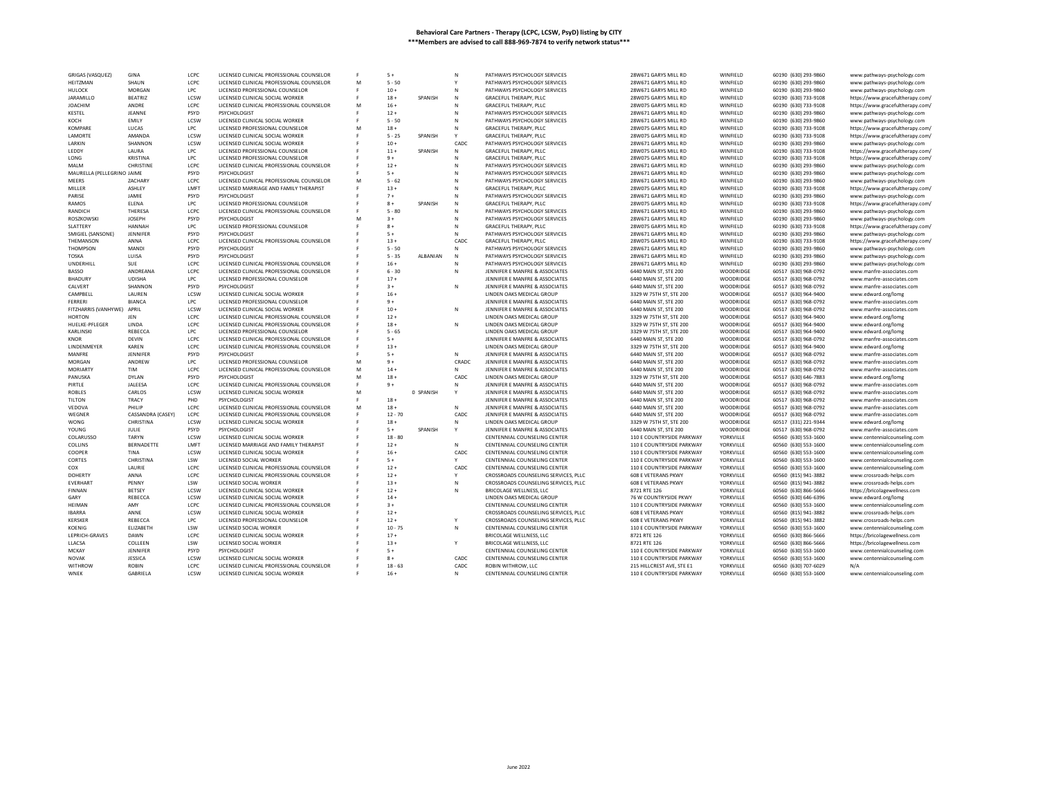**Behavioral Care Partners - Therapy (LCPC, LCSW, PsyD) listing by CITY**
**\*\*\*Members are advised to call 888-969-7874 to verify network status\*\*\***

| | | | | | | | | | | | | | | |
|---|---|---|---|---|---|---|---|---|---|---|---|---|---|---|
| GRIGAS (VASQUEZ) | GINA | LCPC | LICENSED CLINICAL PROFESSIONAL COUNSELOR | F | 5 + | | N | PATHWAYS PSYCHOLOGY SERVICES | 28W671 GARYS MILL RD | WINFIELD | 60190 | (630) 293-9860 | www.pathways-psychology.com |
| HEITZMAN | SHAUN | LCPC | LICENSED CLINICAL PROFESSIONAL COUNSELOR | M | 5 - 50 | | Y | PATHWAYS PSYCHOLOGY SERVICES | 28W671 GARYS MILL RD | WINFIELD | 60190 | (630) 293-9860 | www.pathways-psychology.com |
| HULOCK | MORGAN | LPC | LICENSED PROFESSIONAL COUNSELOR | F | 10 + | | N | PATHWAYS PSYCHOLOGY SERVICES | 28W671 GARYS MILL RD | WINFIELD | 60190 | (630) 293-9860 | www.pathways-psychology.com |
| JARAMILLO | BEATRIZ | LCSW | LICENSED CLINICAL SOCIAL WORKER | F | 18 + | SPANISH | N | GRACEFUL THERAPY, PLLC | 28W075 GARYS MILL RD | WINFIELD | 60190 | (630) 733-9108 | https://www.gracefultherapy.com/ |
| JOACHIM | ANDRE | LCPC | LICENSED CLINICAL PROFESSIONAL COUNSELOR | M | 16 + | | N | GRACEFUL THERAPY, PLLC | 28W075 GARYS MILL RD | WINFIELD | 60190 | (630) 733-9108 | https://www.gracefultherapy.com/ |
| KESTEL | JEANNE | PSYD | PSYCHOLOGIST | F | 12 + | | N | PATHWAYS PSYCHOLOGY SERVICES | 28W671 GARYS MILL RD | WINFIELD | 60190 | (630) 293-9860 | www.pathways-psychology.com |
| KOCH | EMILY | LCSW | LICENSED CLINICAL SOCIAL WORKER | F | 5 - 50 | | N | PATHWAYS PSYCHOLOGY SERVICES | 28W671 GARYS MILL RD | WINFIELD | 60190 | (630) 293-9860 | www.pathways-psychology.com |
| KOMPARE | LUCAS | LPC | LICENSED PROFESSIONAL COUNSELOR | M | 18 + | | N | GRACEFUL THERAPY, PLLC | 28W075 GARYS MILL RD | WINFIELD | 60190 | (630) 733-9108 | https://www.gracefultherapy.com/ |
| LAMORTE | AMANDA | LCSW | LICENSED CLINICAL SOCIAL WORKER | F | 5 - 25 | SPANISH | Y | GRACEFUL THERAPY, PLLC | 28W075 GARYS MILL RD | WINFIELD | 60190 | (630) 733-9108 | https://www.gracefultherapy.com/ |
| LARKIN | SHANNON | LCSW | LICENSED CLINICAL SOCIAL WORKER | F | 10 + | | CADC | PATHWAYS PSYCHOLOGY SERVICES | 28W671 GARYS MILL RD | WINFIELD | 60190 | (630) 293-9860 | www.pathways-psychology.com |
| LEDDY | LAURA | LPC | LICENSED PROFESSIONAL COUNSELOR | F | 11 + | SPANISH | N | GRACEFUL THERAPY, PLLC | 28W075 GARYS MILL RD | WINFIELD | 60190 | (630) 733-9108 | https://www.gracefultherapy.com/ |
| LONG | KRISTINA | LPC | LICENSED PROFESSIONAL COUNSELOR | F | 9 + | | N | GRACEFUL THERAPY, PLLC | 28W075 GARYS MILL RD | WINFIELD | 60190 | (630) 733-9108 | https://www.gracefultherapy.com/ |
| MALM | CHRISTINE | LCPC | LICENSED CLINICAL PROFESSIONAL COUNSELOR | F | 12 + | | N | PATHWAYS PSYCHOLOGY SERVICES | 28W671 GARYS MILL RD | WINFIELD | 60190 | (630) 293-9860 | www.pathways-psychology.com |
| MAURELLA (PELLEGRINO) | JAIME | PSYD | PSYCHOLOGIST | F | 5 + | | N | PATHWAYS PSYCHOLOGY SERVICES | 28W671 GARYS MILL RD | WINFIELD | 60190 | (630) 293-9860 | www.pathways-psychology.com |
| MEERS | ZACHARY | LCPC | LICENSED CLINICAL PROFESSIONAL COUNSELOR | M | 5 - 62 | | N | PATHWAYS PSYCHOLOGY SERVICES | 28W671 GARYS MILL RD | WINFIELD | 60190 | (630) 293-9860 | www.pathways-psychology.com |
| MILLER | ASHLEY | LMFT | LICENSED MARRIAGE AND FAMILY THERAPIST | F | 13 + | | N | GRACEFUL THERAPY, PLLC | 28W075 GARYS MILL RD | WINFIELD | 60190 | (630) 733-9108 | https://www.gracefultherapy.com/ |
| PARISE | JAMIE | PSYD | PSYCHOLOGIST | F | 7 + | | N | PATHWAYS PSYCHOLOGY SERVICES | 28W671 GARYS MILL RD | WINFIELD | 60190 | (630) 293-9860 | www.pathways-psychology.com |
| RAMOS | ELENA | LPC | LICENSED PROFESSIONAL COUNSELOR | F | 8 + | SPANISH | N | GRACEFUL THERAPY, PLLC | 28W075 GARYS MILL RD | WINFIELD | 60190 | (630) 733-9108 | https://www.gracefultherapy.com/ |
| RANDICH | THERESA | LCPC | LICENSED CLINICAL PROFESSIONAL COUNSELOR | F | 5 - 80 | | N | PATHWAYS PSYCHOLOGY SERVICES | 28W671 GARYS MILL RD | WINFIELD | 60190 | (630) 293-9860 | www.pathways-psychology.com |
| ROSZKOWSKI | JOSEPH | PSYD | PSYCHOLOGIST | M | 3 + | | N | PATHWAYS PSYCHOLOGY SERVICES | 28W671 GARYS MILL RD | WINFIELD | 60190 | (630) 293-9860 | www.pathways-psychology.com |
| SLATTERY | HANNAH | LPC | LICENSED PROFESSIONAL COUNSELOR | F | 8 + | | N | GRACEFUL THERAPY, PLLC | 28W075 GARYS MILL RD | WINFIELD | 60190 | (630) 733-9108 | https://www.gracefultherapy.com/ |
| SMIGIEL (SANSONE) | JENNIFER | PSYD | PSYCHOLOGIST | F | 5 + | | N | PATHWAYS PSYCHOLOGY SERVICES | 28W671 GARYS MILL RD | WINFIELD | 60190 | (630) 293-9860 | www.pathways-psychology.com |
| THEMANSON | ANNA | LCPC | LICENSED CLINICAL PROFESSIONAL COUNSELOR | F | 13 + | | CADC | GRACEFUL THERAPY, PLLC | 28W075 GARYS MILL RD | WINFIELD | 60190 | (630) 733-9108 | https://www.gracefultherapy.com/ |
| THOMPSON | MANDI | PSYD | PSYCHOLOGIST | F | 5 - 50 | | N | PATHWAYS PSYCHOLOGY SERVICES | 28W671 GARYS MILL RD | WINFIELD | 60190 | (630) 293-9860 | www.pathways-psychology.com |
| TOSKA | LUISA | PSYD | PSYCHOLOGIST | F | 5 - 35 | ALBANIAN | N | PATHWAYS PSYCHOLOGY SERVICES | 28W671 GARYS MILL RD | WINFIELD | 60190 | (630) 293-9860 | www.pathways-psychology.com |
| UNDERHILL | SUE | LCPC | LICENSED CLINICAL PROFESSIONAL COUNSELOR | F | 16 + | | N | PATHWAYS PSYCHOLOGY SERVICES | 28W671 GARYS MILL RD | WINFIELD | 60190 | (630) 293-9860 | www.pathways-psychology.com |
| BASSO | ANDREANA | LCPC | LICENSED CLINICAL PROFESSIONAL COUNSELOR | F | 6 - 30 | | N | JENNIFER E MANFRE & ASSOCIATES | 6440 MAIN ST, STE 200 | WOODRIDGE | 60517 | (630) 968-0792 | www.manfre-associates.com |
| BHADURY | UDISHA | LPC | LICENSED PROFESSIONAL COUNSELOR | F | 17 + | | | JENNIFER E MANFRE & ASSOCIATES | 6440 MAIN ST, STE 200 | WOODRIDGE | 60517 | (630) 968-0792 | www.manfre-associates.com |
| CALVERT | SHANNON | PSYD | PSYCHOLOGIST | F | 3 + | | N | JENNIFER E MANFRE & ASSOCIATES | 6440 MAIN ST, STE 200 | WOODRIDGE | 60517 | (630) 968-0792 | www.manfre-associates.com |
| CAMPBELL | LAUREN | LCSW | LICENSED CLINICAL SOCIAL WORKER | F | 16 + | | | LINDEN OAKS MEDICAL GROUP | 3329 W 75TH ST, STE 200 | WOODRIDGE | 60517 | (630) 964-9400 | www.edward.org/lomg |
| FERRERI | BIANCA | LPC | LICENSED PROFESSIONAL COUNSELOR | F | 9 + | | | JENNIFER E MANFRE & ASSOCIATES | 6440 MAIN ST, STE 200 | WOODRIDGE | 60517 | (630) 968-0792 | www.manfre-associates.com |
| FITZHARRIS (VANHYWE) | APRIL | LCSW | LICENSED CLINICAL SOCIAL WORKER | F | 10 + | | N | JENNIFER E MANFRE & ASSOCIATES | 6440 MAIN ST, STE 200 | WOODRIDGE | 60517 | (630) 968-0792 | www.manfre-associates.com |
| HORTON | JEN | LCPC | LICENSED CLINICAL PROFESSIONAL COUNSELOR | F | 12 + | | | LINDEN OAKS MEDICAL GROUP | 3329 W 75TH ST, STE 200 | WOODRIDGE | 60517 | (630) 964-9400 | www.edward.org/lomg |
| HUELKE-PFLEGER | LINDA | LCPC | LICENSED CLINICAL PROFESSIONAL COUNSELOR | F | 18 + | | N | LINDEN OAKS MEDICAL GROUP | 3329 W 75TH ST, STE 200 | WOODRIDGE | 60517 | (630) 964-9400 | www.edward.org/lomg |
| KARLINSKI | REBECCA | LPC | LICENSED PROFESSIONAL COUNSELOR | F | 5 - 65 | | | LINDEN OAKS MEDICAL GROUP | 3329 W 75TH ST, STE 200 | WOODRIDGE | 60517 | (630) 964-9400 | www.edward.org/lomg |
| KNOR | DEVIN | LCPC | LICENSED CLINICAL PROFESSIONAL COUNSELOR | F | 5 + | | | JENNIFER E MANFRE & ASSOCIATES | 6440 MAIN ST, STE 200 | WOODRIDGE | 60517 | (630) 968-0792 | www.manfre-associates.com |
| LINDENMEYER | KAREN | LCPC | LICENSED CLINICAL PROFESSIONAL COUNSELOR | F | 13 + | | | LINDEN OAKS MEDICAL GROUP | 3329 W 75TH ST, STE 200 | WOODRIDGE | 60517 | (630) 964-9400 | www.edward.org/lomg |
| MANFRE | JENNIFER | PSYD | PSYCHOLOGIST | F | 5 + | | N | JENNIFER E MANFRE & ASSOCIATES | 6440 MAIN ST, STE 200 | WOODRIDGE | 60517 | (630) 968-0792 | www.manfre-associates.com |
| MORGAN | ANDREW | LPC | LICENSED PROFESSIONAL COUNSELOR | M | 9 + | | CRADC | JENNIFER E MANFRE & ASSOCIATES | 6440 MAIN ST, STE 200 | WOODRIDGE | 60517 | (630) 968-0792 | www.manfre-associates.com |
| MORIARTY | TIM | LCPC | LICENSED CLINICAL PROFESSIONAL COUNSELOR | M | 14 + | | N | JENNIFER E MANFRE & ASSOCIATES | 6440 MAIN ST, STE 200 | WOODRIDGE | 60517 | (630) 968-0792 | www.manfre-associates.com |
| PANUSKA | DYLAN | PSYD | PSYCHOLOGIST | M | 18 + | | CADC | LINDEN OAKS MEDICAL GROUP | 3329 W 75TH ST, STE 200 | WOODRIDGE | 60517 | (630) 646-7883 | www.edward.org/lomg |
| PIRTLE | JALEESA | LCPC | LICENSED CLINICAL PROFESSIONAL COUNSELOR | F | 9 + | | N | JENNIFER E MANFRE & ASSOCIATES | 6440 MAIN ST, STE 200 | WOODRIDGE | 60517 | (630) 968-0792 | www.manfre-associates.com |
| ROBLES | CARLOS | LCSW | LICENSED CLINICAL SOCIAL WORKER | M | | 0 SPANISH | Y | JENNIFER E MANFRE & ASSOCIATES | 6440 MAIN ST, STE 200 | WOODRIDGE | 60517 | (630) 968-0792 | www.manfre-associates.com |
| TILTON | TRACY | PHD | PSYCHOLOGIST | F | 18 + | | | JENNIFER E MANFRE & ASSOCIATES | 6440 MAIN ST, STE 200 | WOODRIDGE | 60517 | (630) 968-0792 | www.manfre-associates.com |
| VEDOVA | PHILIP | LCPC | LICENSED CLINICAL PROFESSIONAL COUNSELOR | M | 18 + | | N | JENNIFER E MANFRE & ASSOCIATES | 6440 MAIN ST, STE 200 | WOODRIDGE | 60517 | (630) 968-0792 | www.manfre-associates.com |
| WEGNER | CASSANDRA (CASEY) | LCPC | LICENSED CLINICAL PROFESSIONAL COUNSELOR | F | 12 - 70 | | CADC | JENNIFER E MANFRE & ASSOCIATES | 6440 MAIN ST, STE 200 | WOODRIDGE | 60517 | (630) 968-0792 | www.manfre-associates.com |
| WONG | CHRISTINA | LCSW | LICENSED CLINICAL SOCIAL WORKER | F | 18 + | | N | LINDEN OAKS MEDICAL GROUP | 3329 W 75TH ST, STE 200 | WOODRIDGE | 60517 | (331) 221-9344 | www.edward.org/lomg |
| YOUNG | JULIE | PSYD | PSYCHOLOGIST | F | 5 + | SPANISH | Y | JENNIFER E MANFRE & ASSOCIATES | 6440 MAIN ST, STE 200 | WOODRIDGE | 60517 | (630) 968-0792 | www.manfre-associates.com |
| COLARUSSO | TARYN | LCSW | LICENSED CLINICAL SOCIAL WORKER | F | 18 - 80 | | | CENTENNIAL COUNSELING CENTER | 110 E COUNTRYSIDE PARKWAY | YORKVILLE | 60560 | (630) 553-1600 | www.centennialcounseling.com |
| COLLINS | BERNADETTE | LMFT | LICENSED MARRIAGE AND FAMILY THERAPIST | F | 12 + | | N | CENTENNIAL COUNSELING CENTER | 110 E COUNTRYSIDE PARKWAY | YORKVILLE | 60560 | (630) 553-1600 | www.centennialcounseling.com |
| COOPER | TINA | LCSW | LICENSED CLINICAL SOCIAL WORKER | F | 16 + | | CADC | CENTENNIAL COUNSELING CENTER | 110 E COUNTRYSIDE PARKWAY | YORKVILLE | 60560 | (630) 553-1600 | www.centennialcounseling.com |
| CORTES | CHRISTINA | LSW | LICENSED SOCIAL WORKER | F | 5 + | | Y | CENTENNIAL COUNSELING CENTER | 110 E COUNTRYSIDE PARKWAY | YORKVILLE | 60560 | (630) 553-1600 | www.centennialcounseling.com |
| COX | LAURIE | LCPC | LICENSED CLINICAL PROFESSIONAL COUNSELOR | F | 12 + | | CADC | CENTENNIAL COUNSELING CENTER | 110 E COUNTRYSIDE PARKWAY | YORKVILLE | 60560 | (630) 553-1600 | www.centennialcounseling.com |
| DOHERTY | ANNA | LCPC | LICENSED CLINICAL PROFESSIONAL COUNSELOR | F | 12 + | | Y | CROSSROADS COUNSELING SERVICES, PLLC | 608 E VETERANS PKWY | YORKVILLE | 60560 | (815) 941-3882 | www.crossroads-helps.com |
| EVERHART | PENNY | LSW | LICENSED SOCIAL WORKER | F | 13 + | | N | CROSSROADS COUNSELING SERVICES, PLLC | 608 E VETERANS PKWY | YORKVILLE | 60560 | (815) 941-3882 | www.crossroads-helps.com |
| FINNAN | BETSEY | LCSW | LICENSED CLINICAL SOCIAL WORKER | F | 12 + | | N | BRICOLAGE WELLNESS, LLC | 8721 RTE 126 | YORKVILLE | 60560 | (630) 866-5666 | https://bricolagewellness.com |
| GARY | REBECCA | LCSW | LICENSED CLINICAL SOCIAL WORKER | F | 14 + | | | LINDEN OAKS MEDICAL GROUP | 76 W COUNTRYSIDE PKWY | YORKVILLE | 60560 | (630) 646-6396 | www.edward.org/lomg |
| HEIMAN | AMY | LCPC | LICENSED CLINICAL PROFESSIONAL COUNSELOR | F | 3 + | | | CENTENNIAL COUNSELING CENTER | 110 E COUNTRYSIDE PARKWAY | YORKVILLE | 60560 | (630) 553-1600 | www.centennialcounseling.com |
| IBARRA | ANNE | LCSW | LICENSED CLINICAL SOCIAL WORKER | F | 12 + | | | CROSSROADS COUNSELING SERVICES, PLLC | 608 E VETERANS PKWY | YORKVILLE | 60560 | (815) 941-3882 | www.crossroads-helps.com |
| KERSKER | REBECCA | LPC | LICENSED PROFESSIONAL COUNSELOR | F | 12 + | | Y | CROSSROADS COUNSELING SERVICES, PLLC | 608 E VETERANS PKWY | YORKVILLE | 60560 | (815) 941-3882 | www.crossroads-helps.com |
| KOENIG | ELIZABETH | LSW | LICENSED SOCIAL WORKER | F | 10 - 75 | | N | CENTENNIAL COUNSELING CENTER | 110 E COUNTRYSIDE PARKWAY | YORKVILLE | 60560 | (630) 553-1600 | www.centennialcounseling.com |
| LEPRICH-GRAVES | DAWN | LCPC | LICENSED CLINICAL SOCIAL WORKER | F | 17 + | | | BRICOLAGE WELLNESS, LLC | 8721 RTE 126 | YORKVILLE | 60560 | (630) 866-5666 | https://bricolagewellness.com |
| LLACSA | COLLEEN | LSW | LICENSED SOCIAL WORKER | F | 13 + | | Y | BRICOLAGE WELLNESS, LLC | 8721 RTE 126 | YORKVILLE | 60560 | (630) 866-5666 | https://bricolagewellness.com |
| MCKAY | JENNIFER | PSYD | PSYCHOLOGIST | F | 5 + | | | CENTENNIAL COUNSELING CENTER | 110 E COUNTRYSIDE PARKWAY | YORKVILLE | 60560 | (630) 553-1600 | www.centennialcounseling.com |
| NOVAK | JESSICA | LCSW | LICENSED CLINICAL SOCIAL WORKER | F | 8 + | | CADC | CENTENNIAL COUNSELING CENTER | 110 E COUNTRYSIDE PARKWAY | YORKVILLE | 60560 | (630) 553-1600 | www.centennialcounseling.com |
| WITHROW | ROBIN | LCPC | LICENSED CLINICAL PROFESSIONAL COUNSELOR | F | 18 - 63 | | CADC | ROBIN WITHROW, LLC | 215 HILLCREST AVE, STE E1 | YORKVILLE | 60560 | (630) 707-6029 | N/A |
| WNEK | GABRIELA | LCSW | LICENSED CLINICAL SOCIAL WORKER | F | 16 + | | N | CENTENNIAL COUNSELING CENTER | 110 E COUNTRYSIDE PARKWAY | YORKVILLE | 60560 | (630) 553-1600 | www.centennialcounseling.com |

June 2022